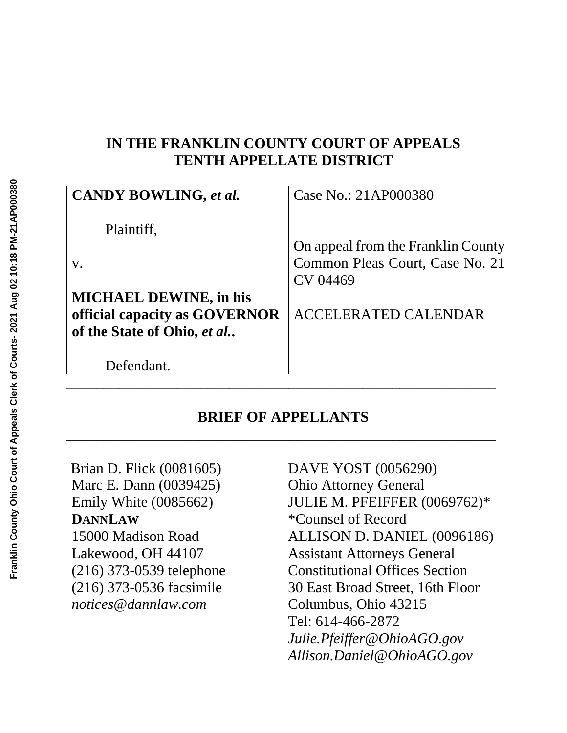# IN THE FRANKLIN COUNTY COURT OF APPEALS
# TENTH APPELLATE DISTRICT

| **CANDY BOWLING, *et al.*** | Case No.: 21AP000380 |
| --- | --- |
| Plaintiff, | |
| v. | On appeal from the Franklin County Common Pleas Court, Case No. 21 CV 04469 |
| **MICHAEL DEWINE, in his official capacity as GOVERNOR of the State of Ohio, *et al.*.** | ACCELERATED CALENDAR |
| Defendant. | |

---

## BRIEF OF APPELLANTS

---

Brian D. Flick (0081605)
Marc E. Dann (0039425)
Emily White (0085662)
**DANNLAW**
15000 Madison Road
Lakewood, OH 44107
(216) 373-0539 telephone
(216) 373-0536 facsimile
*notices@dannlaw.com*

DAVE YOST (0056290)
Ohio Attorney General
JULIE M. PFEIFFER (0069762)*
*Counsel of Record
ALLISON D. DANIEL (0096186)
Assistant Attorneys General
Constitutional Offices Section
30 East Broad Street, 16th Floor
Columbus, Ohio 43215
Tel: 614-466-2872
*Julie.Pfeiffer@OhioAGO.gov*
*Allison.Daniel@OhioAGO.gov*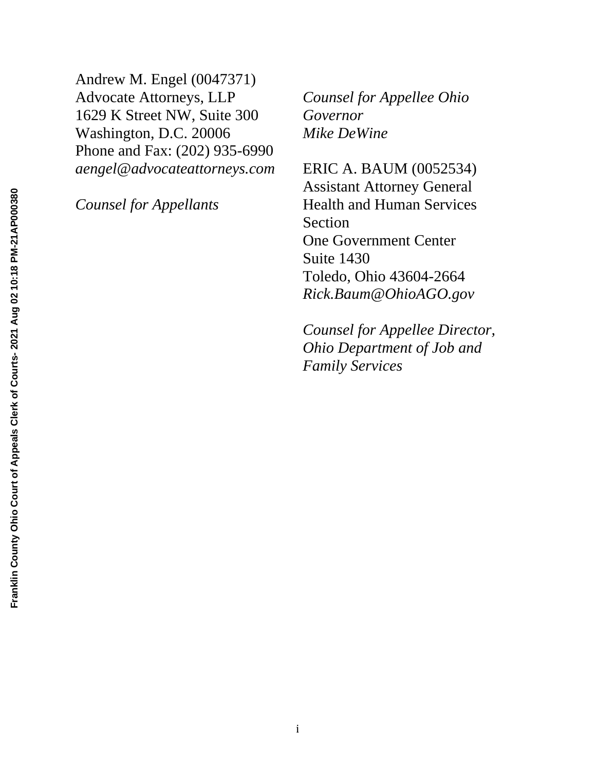Andrew M. Engel (0047371)
Advocate Attorneys, LLP
1629 K Street NW, Suite 300
Washington, D.C. 20006
Phone and Fax: (202) 935-6990
*aengel@advocateattorneys.com*

*Counsel for Appellants*

*Counsel for Appellee Ohio Governor Mike DeWine*

ERIC A. BAUM (0052534)
Assistant Attorney General
Health and Human Services Section
One Government Center
Suite 1430
Toledo, Ohio 43604-2664
*Rick.Baum@OhioAGO.gov*

*Counsel for Appellee Director, Ohio Department of Job and Family Services*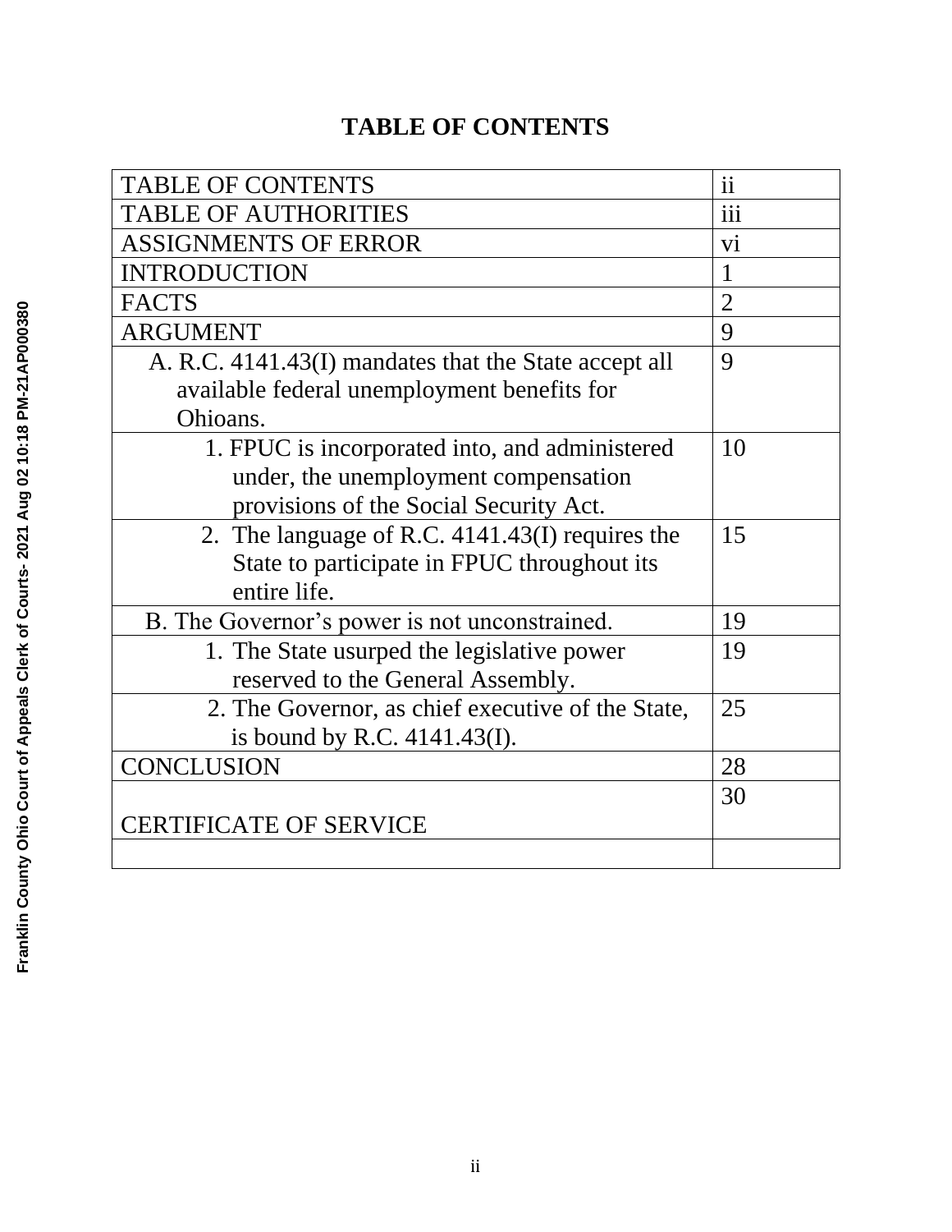# TABLE OF CONTENTS

| | |
|---|---|
| TABLE OF CONTENTS | ii |
| TABLE OF AUTHORITIES | iii |
| ASSIGNMENTS OF ERROR | vi |
| INTRODUCTION | 1 |
| FACTS | 2 |
| ARGUMENT | 9 |
| A. R.C. 4141.43(I) mandates that the State accept all available federal unemployment benefits for Ohioans. | 9 |
| 1. FPUC is incorporated into, and administered under, the unemployment compensation provisions of the Social Security Act. | 10 |
| 2. The language of R.C. 4141.43(I) requires the State to participate in FPUC throughout its entire life. | 15 |
| B. The Governor's power is not unconstrained. | 19 |
| 1. The State usurped the legislative power reserved to the General Assembly. | 19 |
| 2. The Governor, as chief executive of the State, is bound by R.C. 4141.43(I). | 25 |
| CONCLUSION | 28 |
| CERTIFICATE OF SERVICE | 30 |
| | |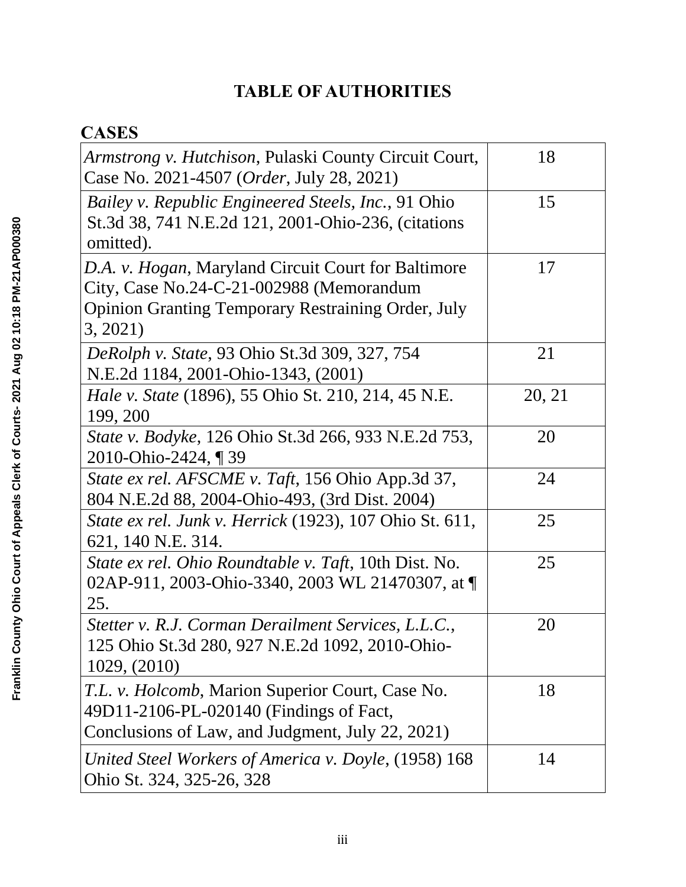# TABLE OF AUTHORITIES

## CASES

| Case | Page |
|---|---|
| *Armstrong v. Hutchison*, Pulaski County Circuit Court, Case No. 2021-4507 (*Order*, July 28, 2021) | 18 |
| *Bailey v. Republic Engineered Steels, Inc.*, 91 Ohio St.3d 38, 741 N.E.2d 121, 2001-Ohio-236, (citations omitted). | 15 |
| *D.A. v. Hogan*, Maryland Circuit Court for Baltimore City, Case No.24-C-21-002988 (Memorandum Opinion Granting Temporary Restraining Order, July 3, 2021) | 17 |
| *DeRolph v. State*, 93 Ohio St.3d 309, 327, 754 N.E.2d 1184, 2001-Ohio-1343, (2001) | 21 |
| *Hale v. State* (1896), 55 Ohio St. 210, 214, 45 N.E. 199, 200 | 20, 21 |
| *State v. Bodyke*, 126 Ohio St.3d 266, 933 N.E.2d 753, 2010-Ohio-2424, ¶ 39 | 20 |
| *State ex rel. AFSCME v. Taft*, 156 Ohio App.3d 37, 804 N.E.2d 88, 2004-Ohio-493, (3rd Dist. 2004) | 24 |
| *State ex rel. Junk v. Herrick* (1923), 107 Ohio St. 611, 621, 140 N.E. 314. | 25 |
| *State ex rel. Ohio Roundtable v. Taft*, 10th Dist. No. 02AP-911, 2003-Ohio-3340, 2003 WL 21470307, at ¶ 25. | 25 |
| *Stetter v. R.J. Corman Derailment Services, L.L.C.*, 125 Ohio St.3d 280, 927 N.E.2d 1092, 2010-Ohio-1029, (2010) | 20 |
| *T.L. v. Holcomb*, Marion Superior Court, Case No. 49D11-2106-PL-020140 (Findings of Fact, Conclusions of Law, and Judgment, July 22, 2021) | 18 |
| *United Steel Workers of America v. Doyle*, (1958) 168 Ohio St. 324, 325-26, 328 | 14 |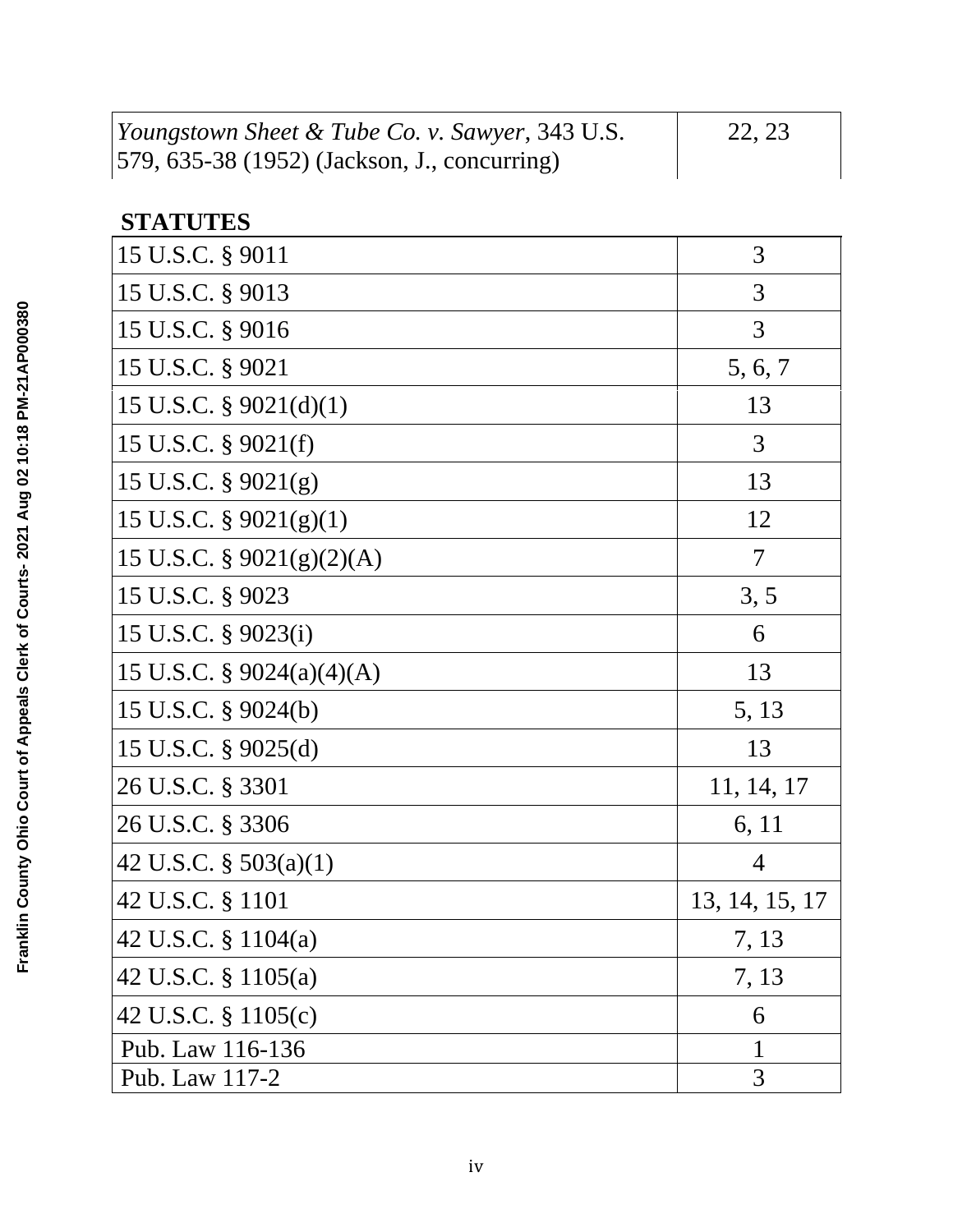| | |
|---|---|
| *Youngstown Sheet & Tube Co. v. Sawyer*, 343 U.S. 579, 635-38 (1952) (Jackson, J., concurring) | 22, 23 |

**STATUTES**

| | |
|---|---|
| 15 U.S.C. § 9011 | 3 |
| 15 U.S.C. § 9013 | 3 |
| 15 U.S.C. § 9016 | 3 |
| 15 U.S.C. § 9021 | 5, 6, 7 |
| 15 U.S.C. § 9021(d)(1) | 13 |
| 15 U.S.C. § 9021(f) | 3 |
| 15 U.S.C. § 9021(g) | 13 |
| 15 U.S.C. § 9021(g)(1) | 12 |
| 15 U.S.C. § 9021(g)(2)(A) | 7 |
| 15 U.S.C. § 9023 | 3, 5 |
| 15 U.S.C. § 9023(i) | 6 |
| 15 U.S.C. § 9024(a)(4)(A) | 13 |
| 15 U.S.C. § 9024(b) | 5, 13 |
| 15 U.S.C. § 9025(d) | 13 |
| 26 U.S.C. § 3301 | 11, 14, 17 |
| 26 U.S.C. § 3306 | 6, 11 |
| 42 U.S.C. § 503(a)(1) | 4 |
| 42 U.S.C. § 1101 | 13, 14, 15, 17 |
| 42 U.S.C. § 1104(a) | 7, 13 |
| 42 U.S.C. § 1105(a) | 7, 13 |
| 42 U.S.C. § 1105(c) | 6 |
| Pub. Law 116-136 | 1 |
| Pub. Law 117-2 | 3 |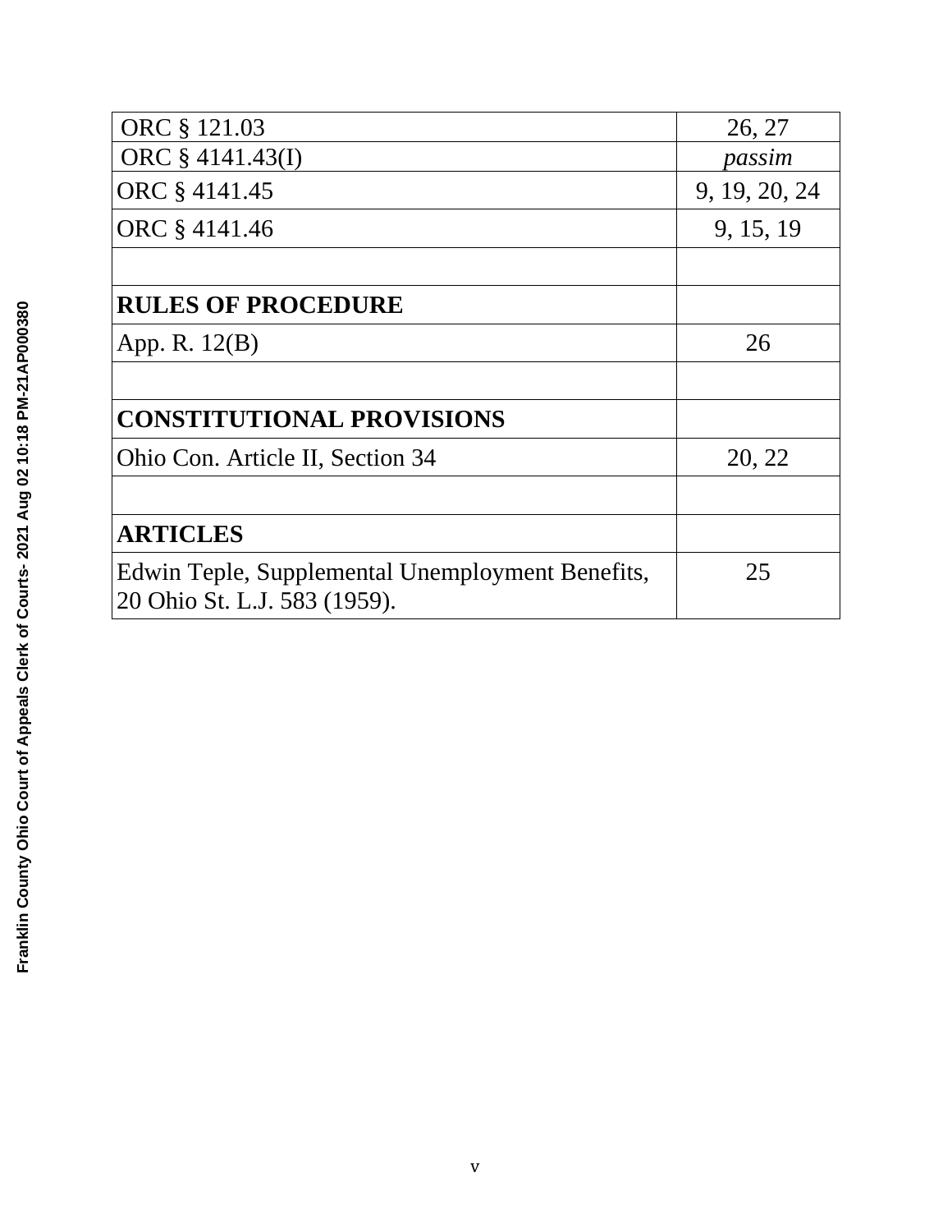| | |
|---|---|
| ORC § 121.03 | 26, 27 |
| ORC § 4141.43(I) | *passim* |
| ORC § 4141.45 | 9, 19, 20, 24 |
| ORC § 4141.46 | 9, 15, 19 |
| | |
| **RULES OF PROCEDURE** | |
| App. R. 12(B) | 26 |
| | |
| **CONSTITUTIONAL PROVISIONS** | |
| Ohio Con. Article II, Section 34 | 20, 22 |
| | |
| **ARTICLES** | |
| Edwin Teple, Supplemental Unemployment Benefits, 20 Ohio St. L.J. 583 (1959). | 25 |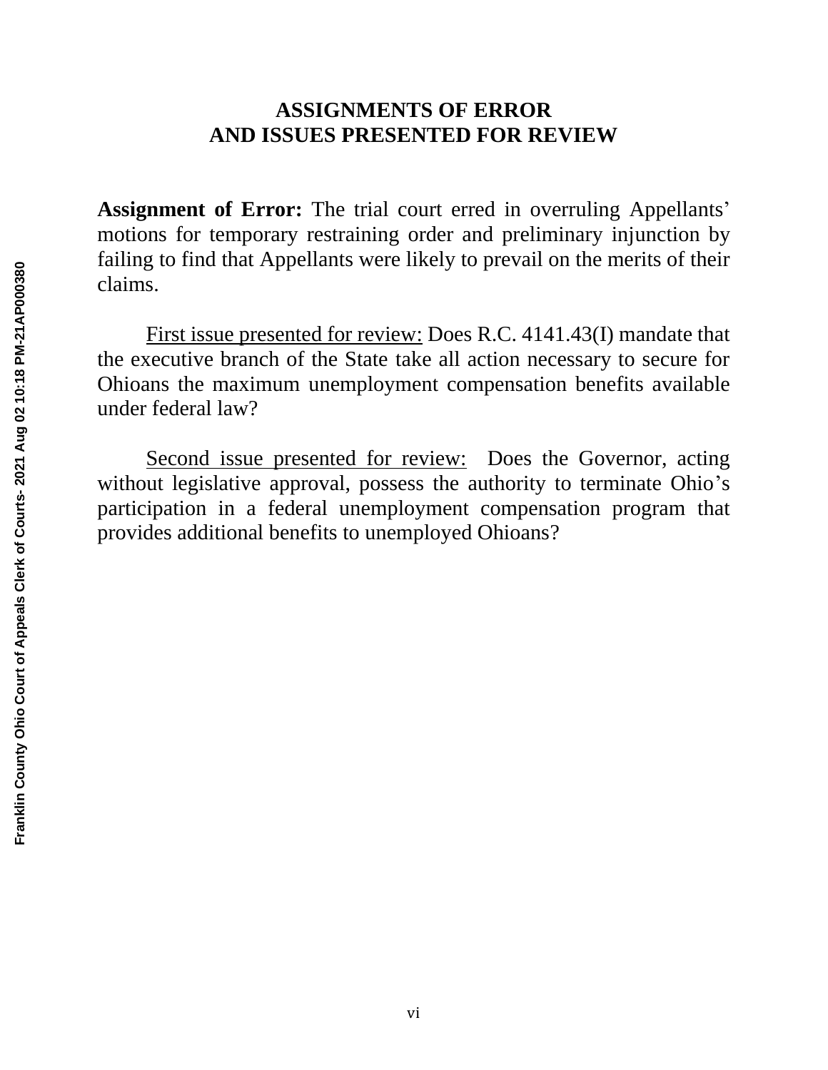## ASSIGNMENTS OF ERROR AND ISSUES PRESENTED FOR REVIEW

**Assignment of Error:** The trial court erred in overruling Appellants' motions for temporary restraining order and preliminary injunction by failing to find that Appellants were likely to prevail on the merits of their claims.

<u>First issue presented for review:</u> Does R.C. 4141.43(I) mandate that the executive branch of the State take all action necessary to secure for Ohioans the maximum unemployment compensation benefits available under federal law?

<u>Second issue presented for review:</u> Does the Governor, acting without legislative approval, possess the authority to terminate Ohio's participation in a federal unemployment compensation program that provides additional benefits to unemployed Ohioans?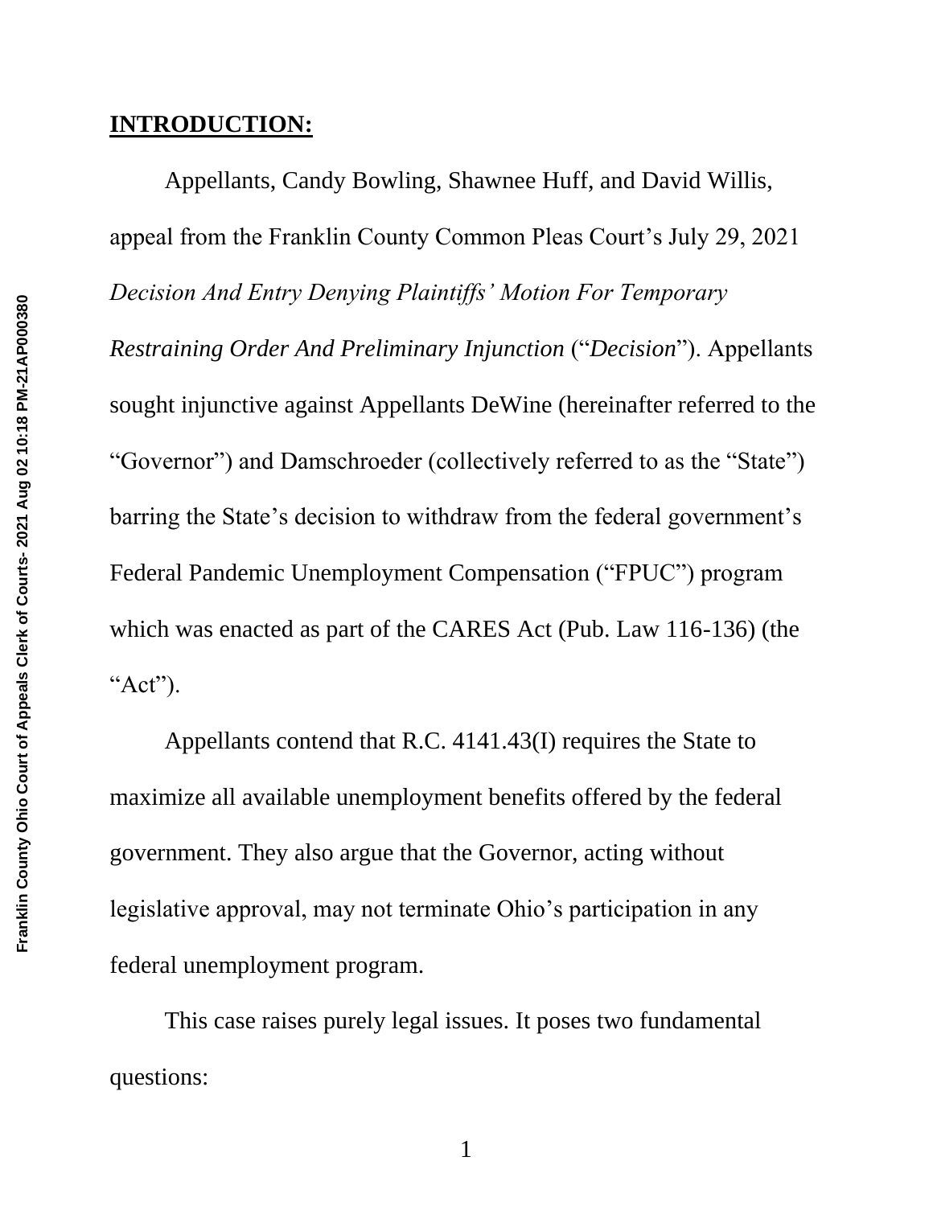## INTRODUCTION:

Appellants, Candy Bowling, Shawnee Huff, and David Willis, appeal from the Franklin County Common Pleas Court's July 29, 2021 *Decision And Entry Denying Plaintiffs' Motion For Temporary Restraining Order And Preliminary Injunction* ("*Decision*"). Appellants sought injunctive against Appellants DeWine (hereinafter referred to the "Governor") and Damschroeder (collectively referred to as the "State") barring the State's decision to withdraw from the federal government's Federal Pandemic Unemployment Compensation ("FPUC") program which was enacted as part of the CARES Act (Pub. Law 116-136) (the "Act").

Appellants contend that R.C. 4141.43(I) requires the State to maximize all available unemployment benefits offered by the federal government. They also argue that the Governor, acting without legislative approval, may not terminate Ohio's participation in any federal unemployment program.

This case raises purely legal issues. It poses two fundamental questions: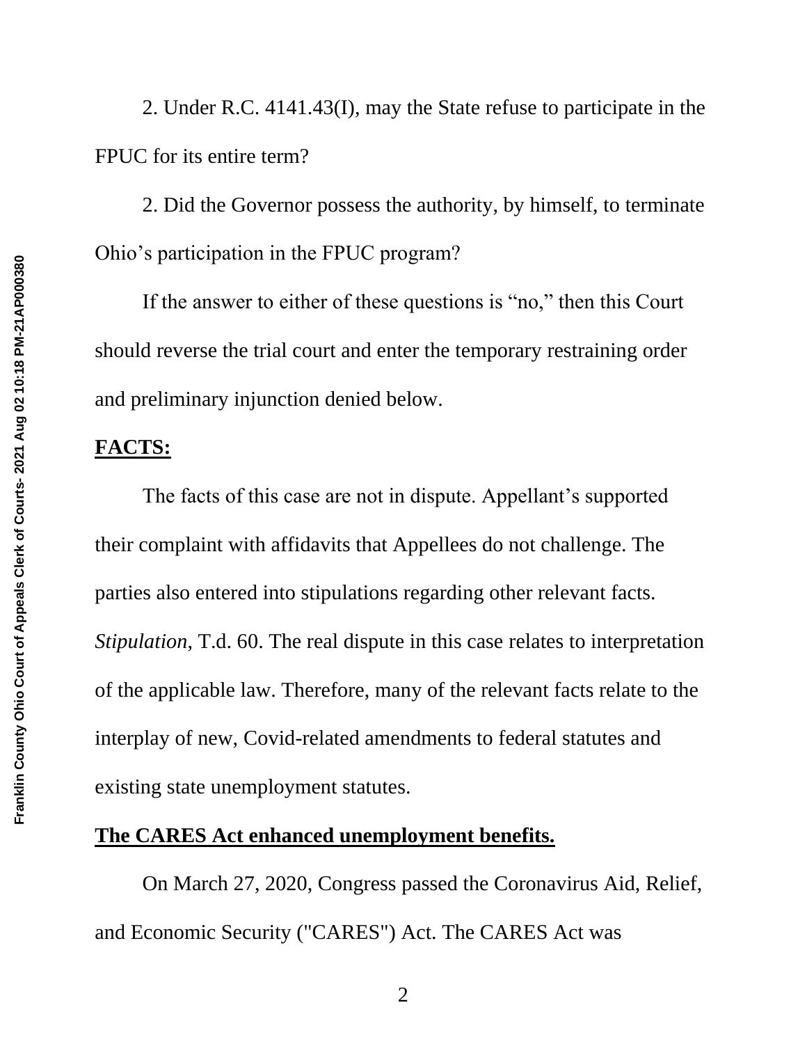2. Under R.C. 4141.43(I), may the State refuse to participate in the FPUC for its entire term?

2. Did the Governor possess the authority, by himself, to terminate Ohio's participation in the FPUC program?

If the answer to either of these questions is "no," then this Court should reverse the trial court and enter the temporary restraining order and preliminary injunction denied below.

**FACTS:**

The facts of this case are not in dispute. Appellant's supported their complaint with affidavits that Appellees do not challenge. The parties also entered into stipulations regarding other relevant facts. *Stipulation*, T.d. 60. The real dispute in this case relates to interpretation of the applicable law. Therefore, many of the relevant facts relate to the interplay of new, Covid-related amendments to federal statutes and existing state unemployment statutes.

**The CARES Act enhanced unemployment benefits.**

On March 27, 2020, Congress passed the Coronavirus Aid, Relief, and Economic Security ("CARES") Act. The CARES Act was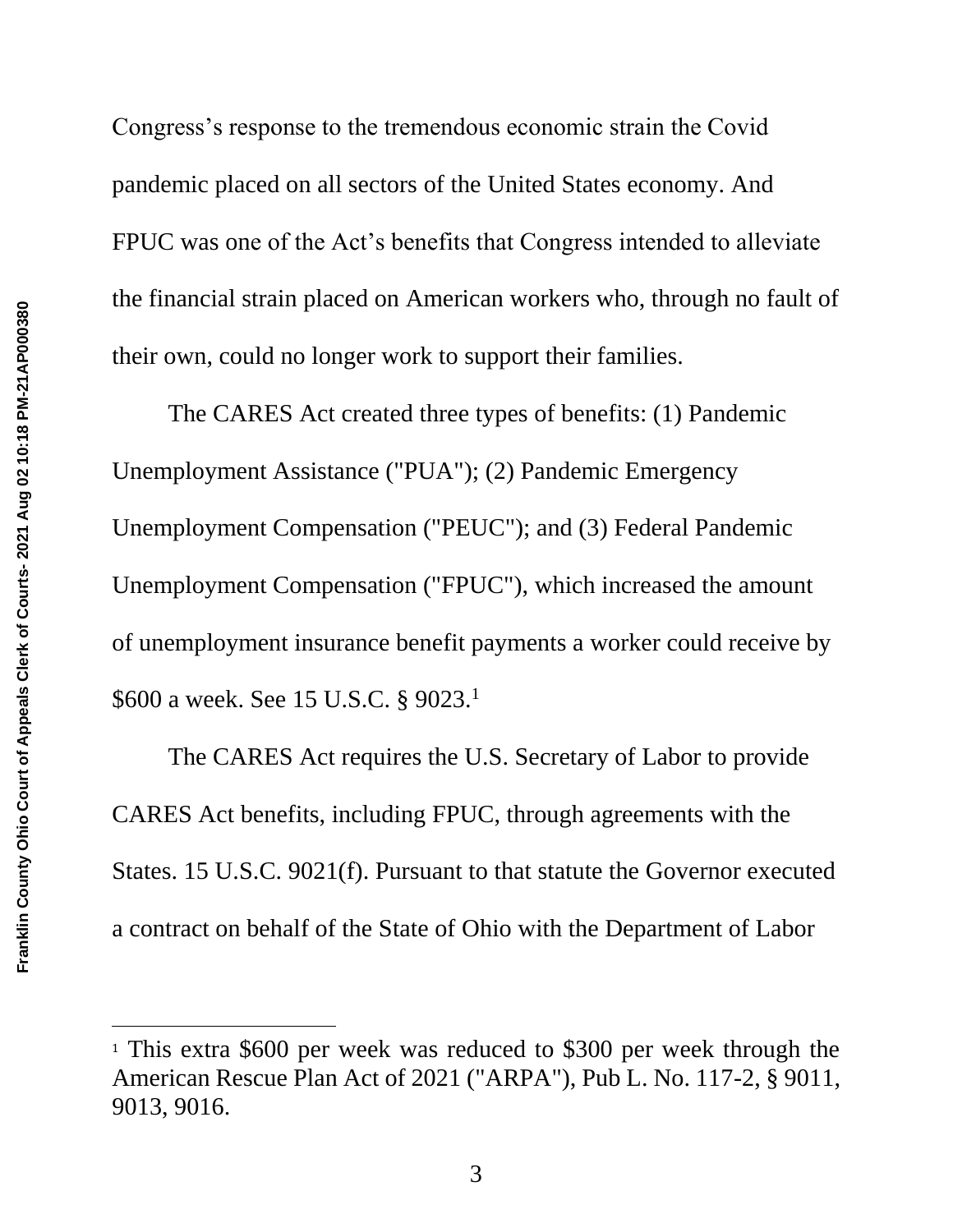Congress's response to the tremendous economic strain the Covid pandemic placed on all sectors of the United States economy. And FPUC was one of the Act's benefits that Congress intended to alleviate the financial strain placed on American workers who, through no fault of their own, could no longer work to support their families.

The CARES Act created three types of benefits: (1) Pandemic Unemployment Assistance ("PUA"); (2) Pandemic Emergency Unemployment Compensation ("PEUC"); and (3) Federal Pandemic Unemployment Compensation ("FPUC"), which increased the amount of unemployment insurance benefit payments a worker could receive by $600 a week. See 15 U.S.C. § 9023.[1]

The CARES Act requires the U.S. Secretary of Labor to provide CARES Act benefits, including FPUC, through agreements with the States. 15 U.S.C. 9021(f). Pursuant to that statute the Governor executed a contract on behalf of the State of Ohio with the Department of Labor

---

[1] This extra $600 per week was reduced to $300 per week through the American Rescue Plan Act of 2021 ("ARPA"), Pub L. No. 117-2, § 9011, 9013, 9016.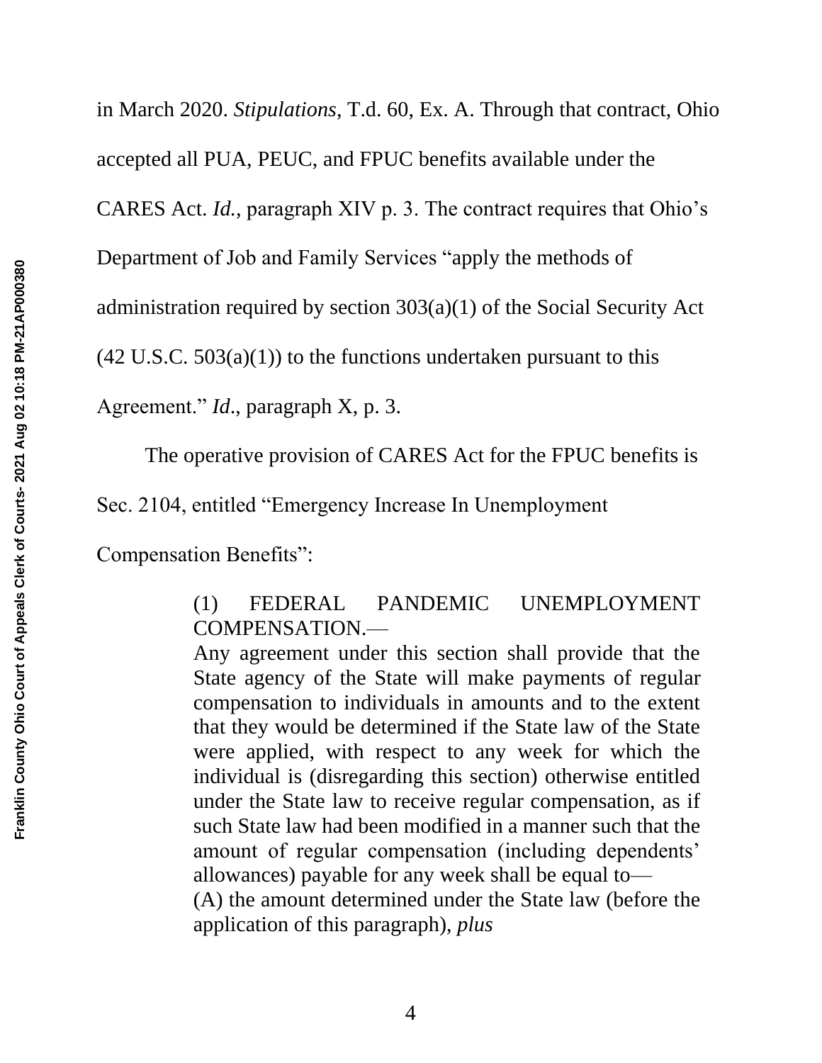in March 2020. *Stipulations*, T.d. 60, Ex. A. Through that contract, Ohio accepted all PUA, PEUC, and FPUC benefits available under the CARES Act. *Id.*, paragraph XIV p. 3. The contract requires that Ohio's Department of Job and Family Services "apply the methods of administration required by section 303(a)(1) of the Social Security Act (42 U.S.C. 503(a)(1)) to the functions undertaken pursuant to this Agreement." *Id.*, paragraph X, p. 3.

The operative provision of CARES Act for the FPUC benefits is Sec. 2104, entitled "Emergency Increase In Unemployment Compensation Benefits":

> (1) FEDERAL PANDEMIC UNEMPLOYMENT COMPENSATION.—
> Any agreement under this section shall provide that the State agency of the State will make payments of regular compensation to individuals in amounts and to the extent that they would be determined if the State law of the State were applied, with respect to any week for which the individual is (disregarding this section) otherwise entitled under the State law to receive regular compensation, as if such State law had been modified in a manner such that the amount of regular compensation (including dependents' allowances) payable for any week shall be equal to—
> (A) the amount determined under the State law (before the application of this paragraph), *plus*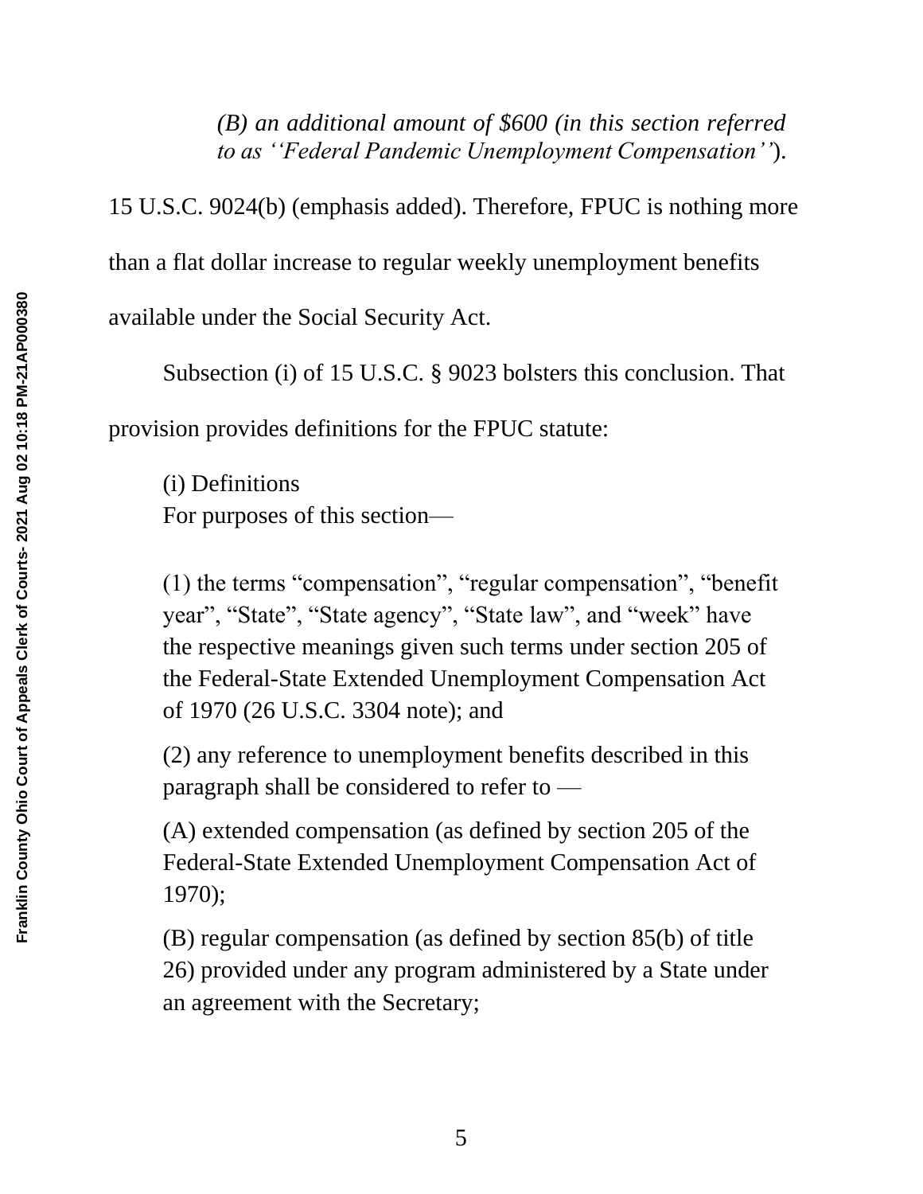> *(B) an additional amount of $600 (in this section referred to as ''Federal Pandemic Unemployment Compensation'')*.

15 U.S.C. 9024(b) (emphasis added). Therefore, FPUC is nothing more than a flat dollar increase to regular weekly unemployment benefits available under the Social Security Act.

Subsection (i) of 15 U.S.C. § 9023 bolsters this conclusion. That provision provides definitions for the FPUC statute:

> (i) Definitions
> For purposes of this section—
>
> (1) the terms "compensation", "regular compensation", "benefit year", "State", "State agency", "State law", and "week" have the respective meanings given such terms under section 205 of the Federal-State Extended Unemployment Compensation Act of 1970 (26 U.S.C. 3304 note); and
>
> (2) any reference to unemployment benefits described in this paragraph shall be considered to refer to —
>
> (A) extended compensation (as defined by section 205 of the Federal-State Extended Unemployment Compensation Act of 1970);
>
> (B) regular compensation (as defined by section 85(b) of title 26) provided under any program administered by a State under an agreement with the Secretary;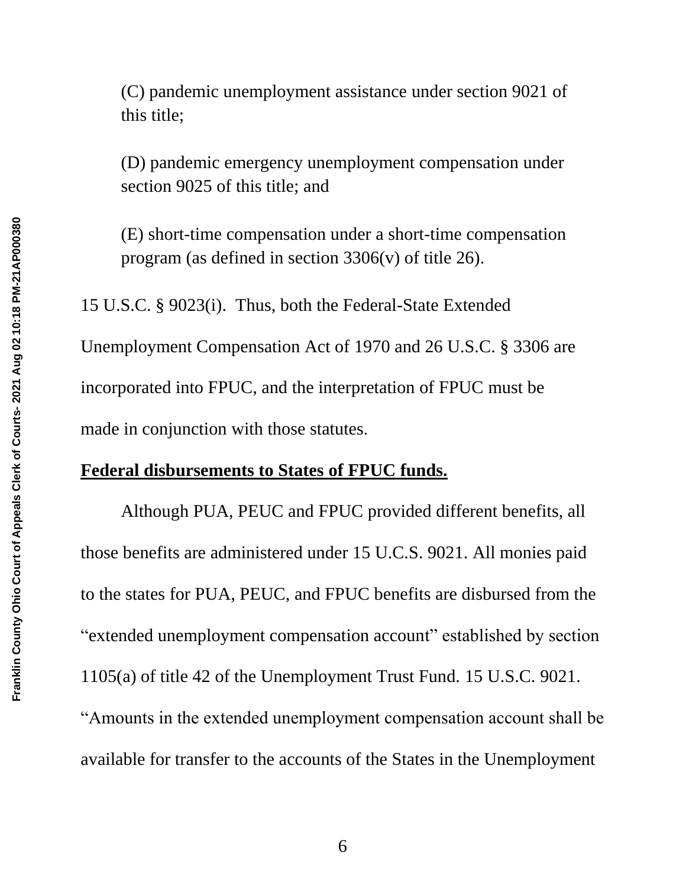(C) pandemic unemployment assistance under section 9021 of this title;

(D) pandemic emergency unemployment compensation under section 9025 of this title; and

(E) short-time compensation under a short-time compensation program (as defined in section 3306(v) of title 26).

15 U.S.C. § 9023(i). Thus, both the Federal-State Extended Unemployment Compensation Act of 1970 and 26 U.S.C. § 3306 are incorporated into FPUC, and the interpretation of FPUC must be made in conjunction with those statutes.

**Federal disbursements to States of FPUC funds.**

Although PUA, PEUC and FPUC provided different benefits, all those benefits are administered under 15 U.C.S. 9021. All monies paid to the states for PUA, PEUC, and FPUC benefits are disbursed from the "extended unemployment compensation account" established by section 1105(a) of title 42 of the Unemployment Trust Fund. 15 U.S.C. 9021. "Amounts in the extended unemployment compensation account shall be available for transfer to the accounts of the States in the Unemployment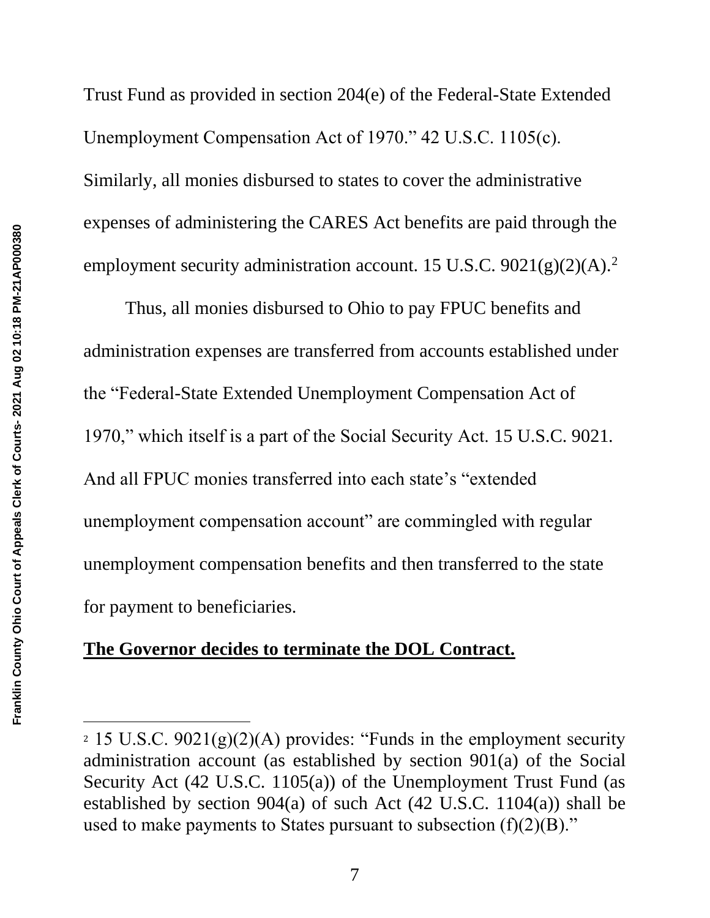Trust Fund as provided in section 204(e) of the Federal-State Extended Unemployment Compensation Act of 1970." 42 U.S.C. 1105(c). Similarly, all monies disbursed to states to cover the administrative expenses of administering the CARES Act benefits are paid through the employment security administration account. 15 U.S.C. 9021(g)(2)(A).[2]

Thus, all monies disbursed to Ohio to pay FPUC benefits and administration expenses are transferred from accounts established under the "Federal-State Extended Unemployment Compensation Act of 1970," which itself is a part of the Social Security Act. 15 U.S.C. 9021. And all FPUC monies transferred into each state's "extended unemployment compensation account" are commingled with regular unemployment compensation benefits and then transferred to the state for payment to beneficiaries.

**<u>The Governor decides to terminate the DOL Contract.</u>**

---

[2] 15 U.S.C. 9021(g)(2)(A) provides: "Funds in the employment security administration account (as established by section 901(a) of the Social Security Act (42 U.S.C. 1105(a)) of the Unemployment Trust Fund (as established by section 904(a) of such Act (42 U.S.C. 1104(a)) shall be used to make payments to States pursuant to subsection (f)(2)(B)."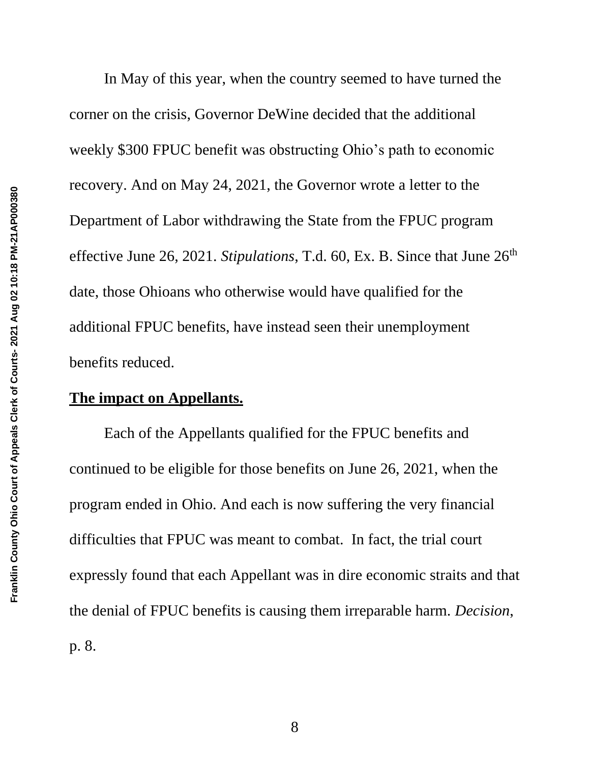In May of this year, when the country seemed to have turned the corner on the crisis, Governor DeWine decided that the additional weekly $300 FPUC benefit was obstructing Ohio's path to economic recovery. And on May 24, 2021, the Governor wrote a letter to the Department of Labor withdrawing the State from the FPUC program effective June 26, 2021. *Stipulations*, T.d. 60, Ex. B. Since that June 26th date, those Ohioans who otherwise would have qualified for the additional FPUC benefits, have instead seen their unemployment benefits reduced.

**The impact on Appellants.**

Each of the Appellants qualified for the FPUC benefits and continued to be eligible for those benefits on June 26, 2021, when the program ended in Ohio. And each is now suffering the very financial difficulties that FPUC was meant to combat. In fact, the trial court expressly found that each Appellant was in dire economic straits and that the denial of FPUC benefits is causing them irreparable harm. *Decision*, p. 8.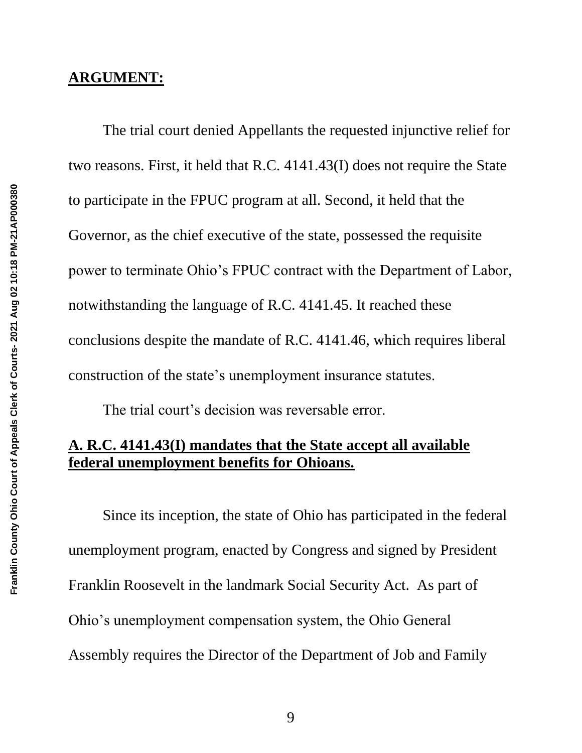**ARGUMENT:**

The trial court denied Appellants the requested injunctive relief for two reasons. First, it held that R.C. 4141.43(I) does not require the State to participate in the FPUC program at all. Second, it held that the Governor, as the chief executive of the state, possessed the requisite power to terminate Ohio's FPUC contract with the Department of Labor, notwithstanding the language of R.C. 4141.45. It reached these conclusions despite the mandate of R.C. 4141.46, which requires liberal construction of the state's unemployment insurance statutes.

The trial court's decision was reversable error.

**A. R.C. 4141.43(I) mandates that the State accept all available federal unemployment benefits for Ohioans.**

Since its inception, the state of Ohio has participated in the federal unemployment program, enacted by Congress and signed by President Franklin Roosevelt in the landmark Social Security Act. As part of Ohio's unemployment compensation system, the Ohio General Assembly requires the Director of the Department of Job and Family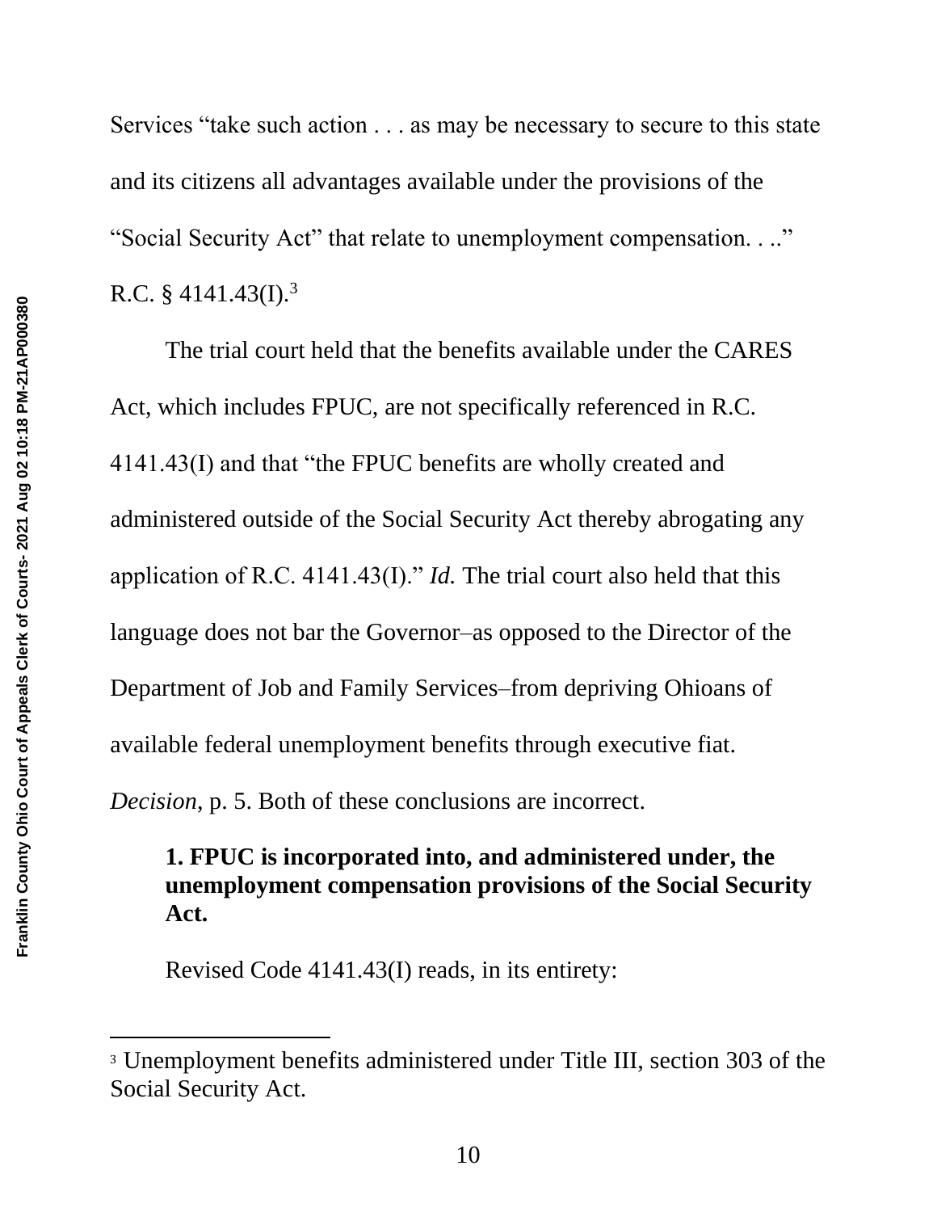Services "take such action . . . as may be necessary to secure to this state and its citizens all advantages available under the provisions of the "Social Security Act" that relate to unemployment compensation. . .." R.C. § 4141.43(I).[3]

The trial court held that the benefits available under the CARES Act, which includes FPUC, are not specifically referenced in R.C. 4141.43(I) and that "the FPUC benefits are wholly created and administered outside of the Social Security Act thereby abrogating any application of R.C. 4141.43(I)." *Id.* The trial court also held that this language does not bar the Governor–as opposed to the Director of the Department of Job and Family Services–from depriving Ohioans of available federal unemployment benefits through executive fiat. *Decision*, p. 5. Both of these conclusions are incorrect.

**1. FPUC is incorporated into, and administered under, the unemployment compensation provisions of the Social Security Act.**

Revised Code 4141.43(I) reads, in its entirety:

---

[3] Unemployment benefits administered under Title III, section 303 of the Social Security Act.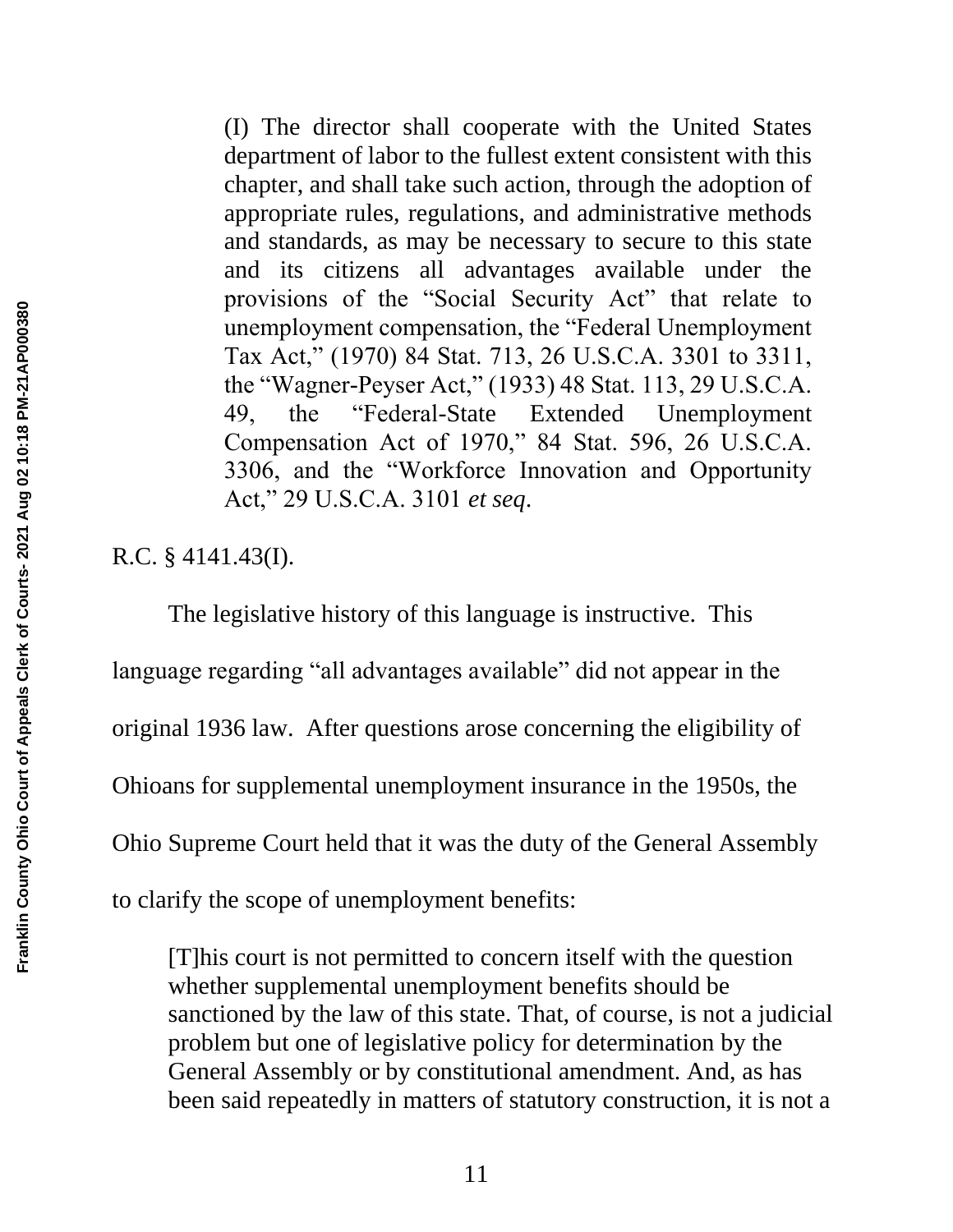> (I) The director shall cooperate with the United States department of labor to the fullest extent consistent with this chapter, and shall take such action, through the adoption of appropriate rules, regulations, and administrative methods and standards, as may be necessary to secure to this state and its citizens all advantages available under the provisions of the "Social Security Act" that relate to unemployment compensation, the "Federal Unemployment Tax Act," (1970) 84 Stat. 713, 26 U.S.C.A. 3301 to 3311, the "Wagner-Peyser Act," (1933) 48 Stat. 113, 29 U.S.C.A. 49, the "Federal-State Extended Unemployment Compensation Act of 1970," 84 Stat. 596, 26 U.S.C.A. 3306, and the "Workforce Innovation and Opportunity Act," 29 U.S.C.A. 3101 *et seq*.

R.C. § 4141.43(I).

The legislative history of this language is instructive. This language regarding "all advantages available" did not appear in the original 1936 law. After questions arose concerning the eligibility of Ohioans for supplemental unemployment insurance in the 1950s, the Ohio Supreme Court held that it was the duty of the General Assembly to clarify the scope of unemployment benefits:

> [T]his court is not permitted to concern itself with the question whether supplemental unemployment benefits should be sanctioned by the law of this state. That, of course, is not a judicial problem but one of legislative policy for determination by the General Assembly or by constitutional amendment. And, as has been said repeatedly in matters of statutory construction, it is not a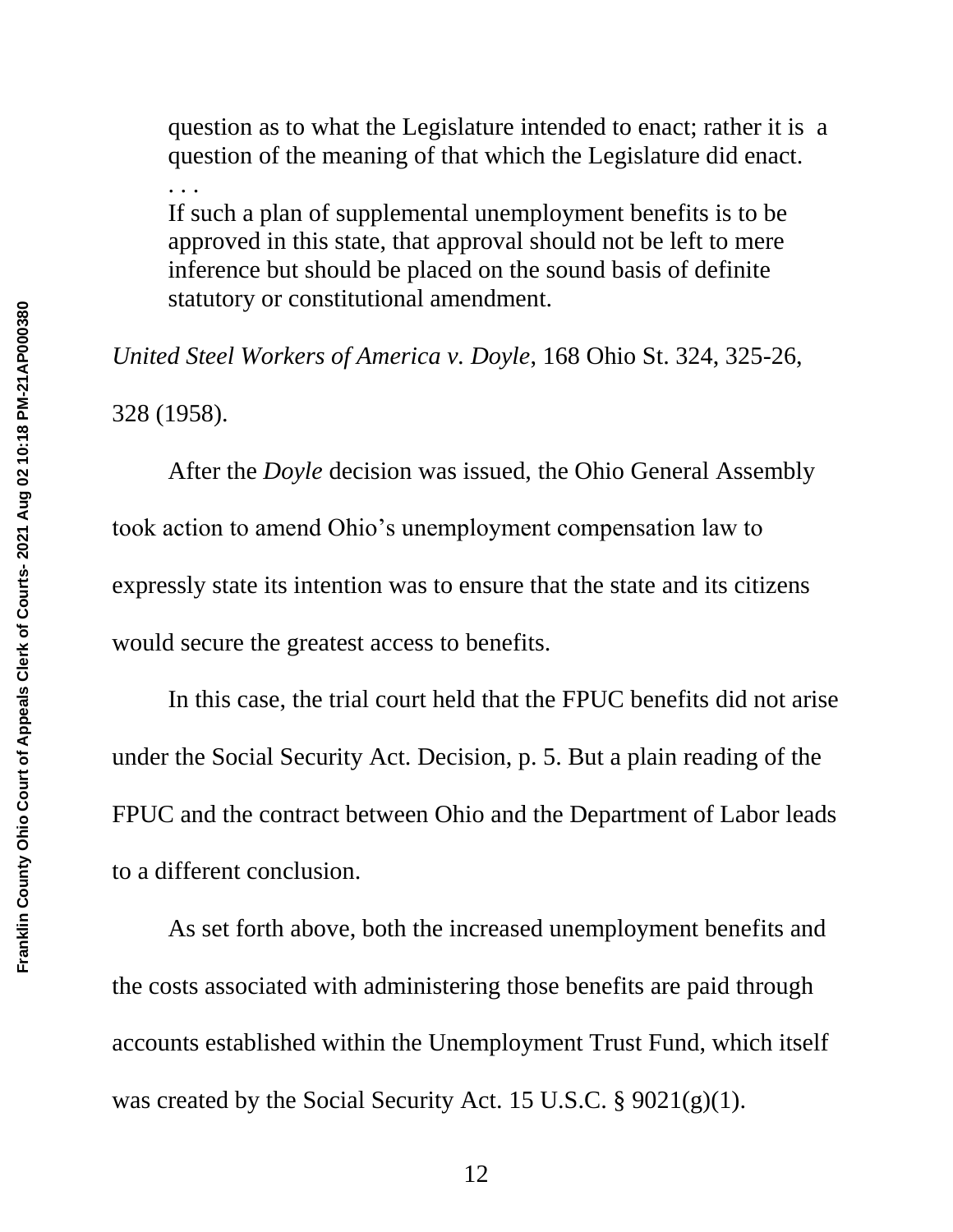> question as to what the Legislature intended to enact; rather it is a question of the meaning of that which the Legislature did enact.
>
> . . .
>
> If such a plan of supplemental unemployment benefits is to be approved in this state, that approval should not be left to mere inference but should be placed on the sound basis of definite statutory or constitutional amendment.

*United Steel Workers of America v. Doyle*, 168 Ohio St. 324, 325-26, 328 (1958).

After the *Doyle* decision was issued, the Ohio General Assembly took action to amend Ohio's unemployment compensation law to expressly state its intention was to ensure that the state and its citizens would secure the greatest access to benefits.

In this case, the trial court held that the FPUC benefits did not arise under the Social Security Act. Decision, p. 5. But a plain reading of the FPUC and the contract between Ohio and the Department of Labor leads to a different conclusion.

As set forth above, both the increased unemployment benefits and the costs associated with administering those benefits are paid through accounts established within the Unemployment Trust Fund, which itself was created by the Social Security Act. 15 U.S.C. § 9021(g)(1).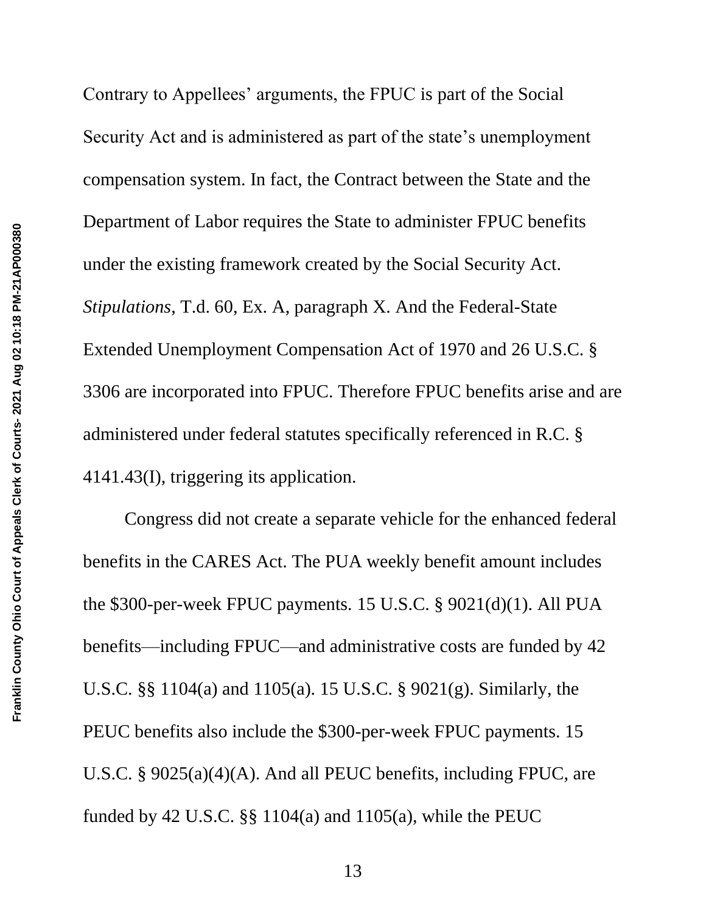Contrary to Appellees' arguments, the FPUC is part of the Social Security Act and is administered as part of the state's unemployment compensation system. In fact, the Contract between the State and the Department of Labor requires the State to administer FPUC benefits under the existing framework created by the Social Security Act. *Stipulations*, T.d. 60, Ex. A, paragraph X. And the Federal-State Extended Unemployment Compensation Act of 1970 and 26 U.S.C. § 3306 are incorporated into FPUC. Therefore FPUC benefits arise and are administered under federal statutes specifically referenced in R.C. § 4141.43(I), triggering its application.

Congress did not create a separate vehicle for the enhanced federal benefits in the CARES Act. The PUA weekly benefit amount includes the $300-per-week FPUC payments. 15 U.S.C. § 9021(d)(1). All PUA benefits—including FPUC—and administrative costs are funded by 42 U.S.C. §§ 1104(a) and 1105(a). 15 U.S.C. § 9021(g). Similarly, the PEUC benefits also include the $300-per-week FPUC payments. 15 U.S.C. § 9025(a)(4)(A). And all PEUC benefits, including FPUC, are funded by 42 U.S.C. §§ 1104(a) and 1105(a), while the PEUC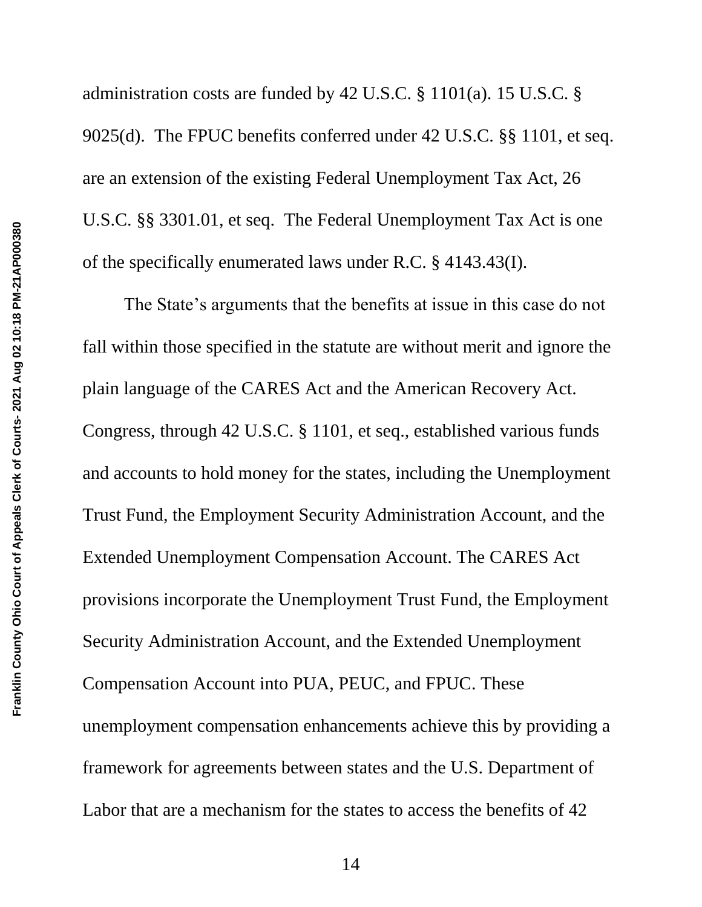administration costs are funded by 42 U.S.C. § 1101(a). 15 U.S.C. § 9025(d). The FPUC benefits conferred under 42 U.S.C. §§ 1101, et seq. are an extension of the existing Federal Unemployment Tax Act, 26 U.S.C. §§ 3301.01, et seq. The Federal Unemployment Tax Act is one of the specifically enumerated laws under R.C. § 4143.43(I).

The State's arguments that the benefits at issue in this case do not fall within those specified in the statute are without merit and ignore the plain language of the CARES Act and the American Recovery Act. Congress, through 42 U.S.C. § 1101, et seq., established various funds and accounts to hold money for the states, including the Unemployment Trust Fund, the Employment Security Administration Account, and the Extended Unemployment Compensation Account. The CARES Act provisions incorporate the Unemployment Trust Fund, the Employment Security Administration Account, and the Extended Unemployment Compensation Account into PUA, PEUC, and FPUC. These unemployment compensation enhancements achieve this by providing a framework for agreements between states and the U.S. Department of Labor that are a mechanism for the states to access the benefits of 42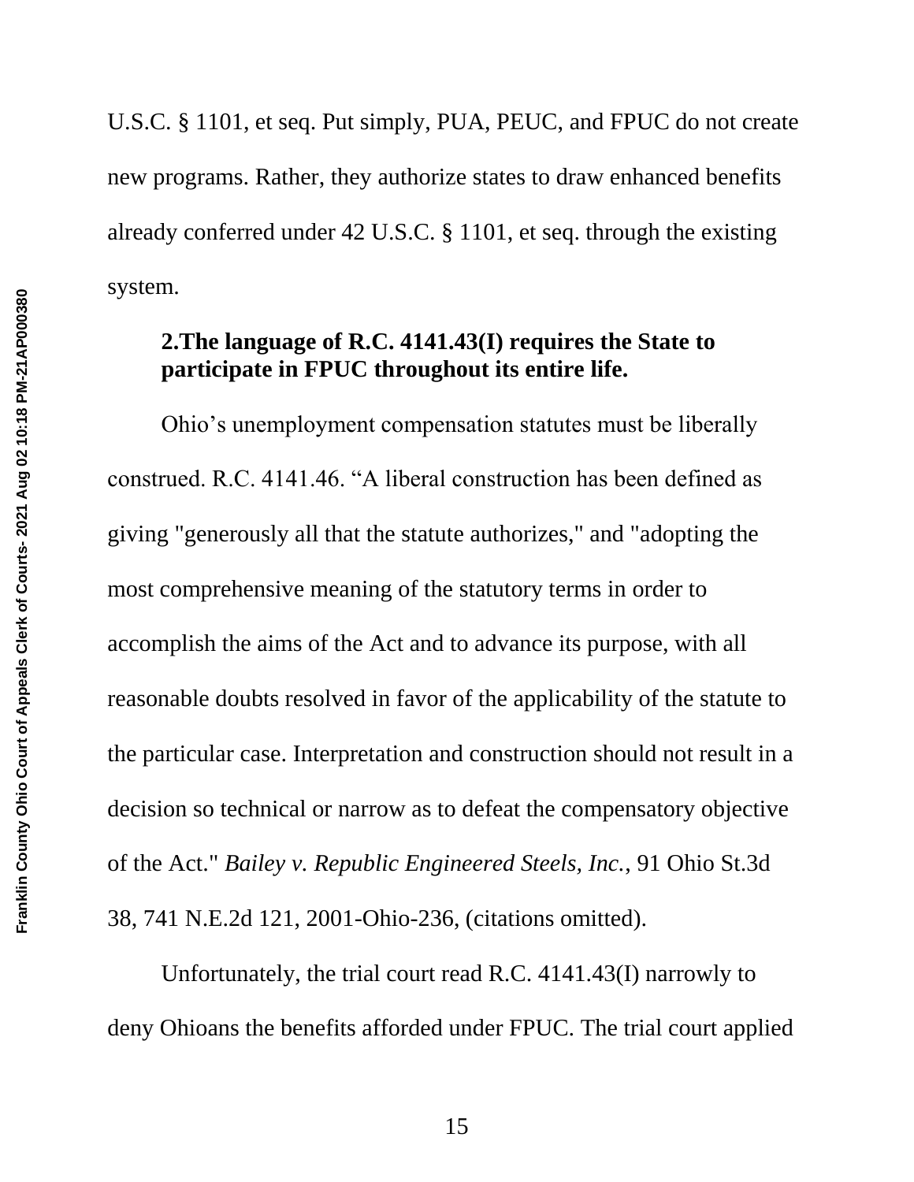U.S.C. § 1101, et seq. Put simply, PUA, PEUC, and FPUC do not create new programs. Rather, they authorize states to draw enhanced benefits already conferred under 42 U.S.C. § 1101, et seq. through the existing system.

### 2.The language of R.C. 4141.43(I) requires the State to participate in FPUC throughout its entire life.

Ohio's unemployment compensation statutes must be liberally construed. R.C. 4141.46. "A liberal construction has been defined as giving "generously all that the statute authorizes," and "adopting the most comprehensive meaning of the statutory terms in order to accomplish the aims of the Act and to advance its purpose, with all reasonable doubts resolved in favor of the applicability of the statute to the particular case. Interpretation and construction should not result in a decision so technical or narrow as to defeat the compensatory objective of the Act." *Bailey v. Republic Engineered Steels, Inc.*, 91 Ohio St.3d 38, 741 N.E.2d 121, 2001-Ohio-236, (citations omitted).

Unfortunately, the trial court read R.C. 4141.43(I) narrowly to deny Ohioans the benefits afforded under FPUC. The trial court applied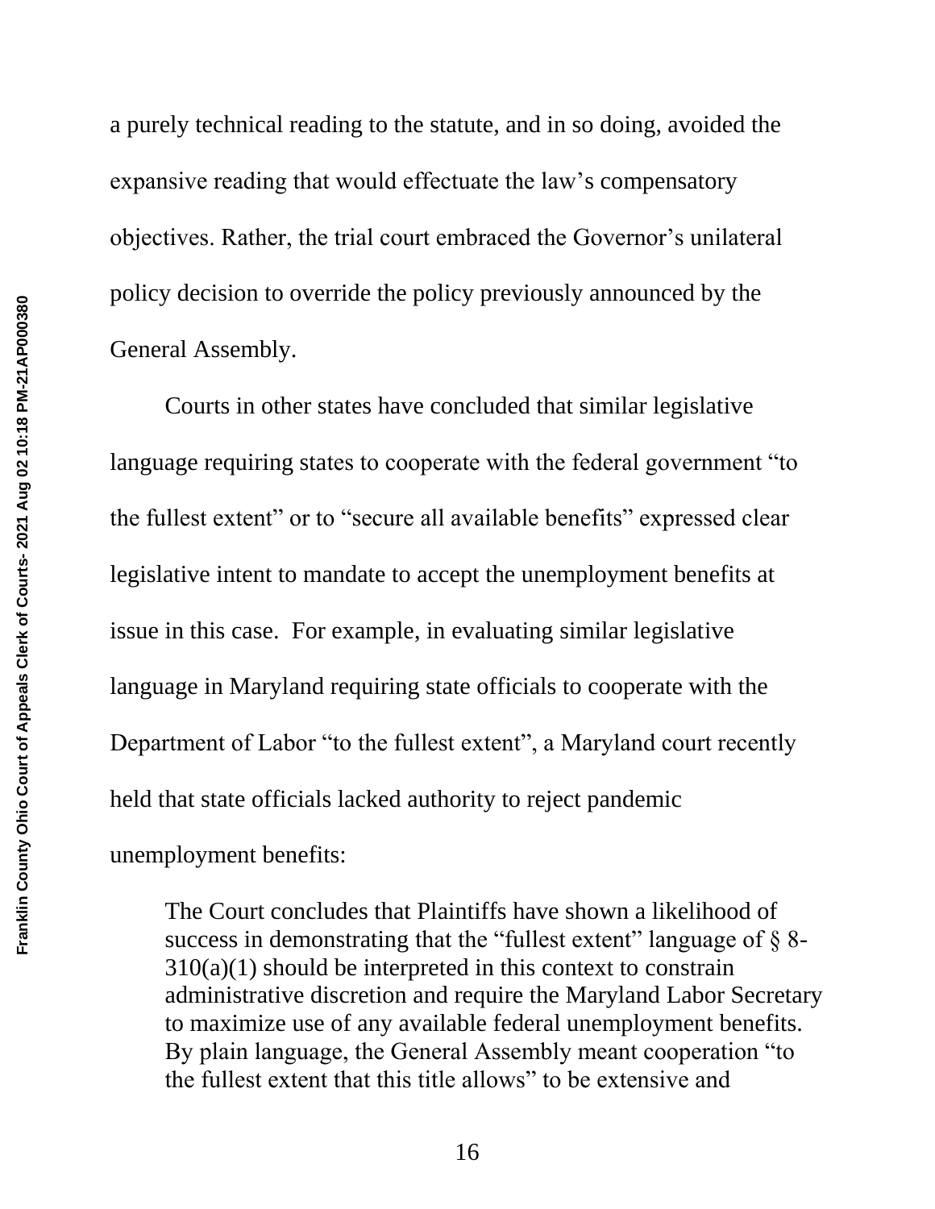a purely technical reading to the statute, and in so doing, avoided the expansive reading that would effectuate the law's compensatory objectives. Rather, the trial court embraced the Governor's unilateral policy decision to override the policy previously announced by the General Assembly.

Courts in other states have concluded that similar legislative language requiring states to cooperate with the federal government "to the fullest extent" or to "secure all available benefits" expressed clear legislative intent to mandate to accept the unemployment benefits at issue in this case. For example, in evaluating similar legislative language in Maryland requiring state officials to cooperate with the Department of Labor "to the fullest extent", a Maryland court recently held that state officials lacked authority to reject pandemic unemployment benefits:

> The Court concludes that Plaintiffs have shown a likelihood of success in demonstrating that the "fullest extent" language of § 8-310(a)(1) should be interpreted in this context to constrain administrative discretion and require the Maryland Labor Secretary to maximize use of any available federal unemployment benefits. By plain language, the General Assembly meant cooperation "to the fullest extent that this title allows" to be extensive and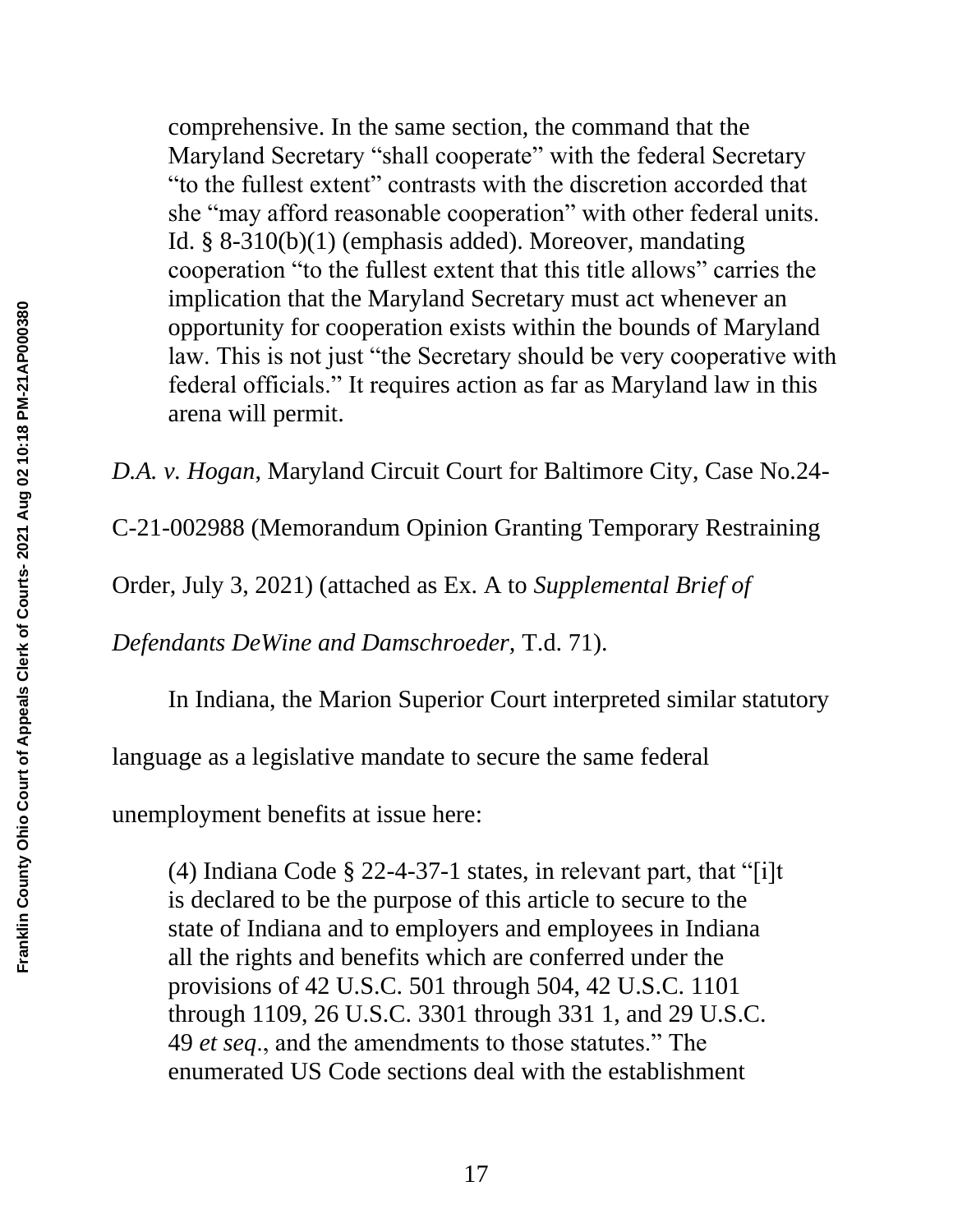> comprehensive. In the same section, the command that the Maryland Secretary "shall cooperate" with the federal Secretary "to the fullest extent" contrasts with the discretion accorded that she "may afford reasonable cooperation" with other federal units. Id. § 8-310(b)(1) (emphasis added). Moreover, mandating cooperation "to the fullest extent that this title allows" carries the implication that the Maryland Secretary must act whenever an opportunity for cooperation exists within the bounds of Maryland law. This is not just "the Secretary should be very cooperative with federal officials." It requires action as far as Maryland law in this arena will permit.

*D.A. v. Hogan*, Maryland Circuit Court for Baltimore City, Case No.24-C-21-002988 (Memorandum Opinion Granting Temporary Restraining Order, July 3, 2021) (attached as Ex. A to *Supplemental Brief of Defendants DeWine and Damschroeder,* T.d. 71).

In Indiana, the Marion Superior Court interpreted similar statutory language as a legislative mandate to secure the same federal unemployment benefits at issue here:

> (4) Indiana Code § 22-4-37-1 states, in relevant part, that "[i]t is declared to be the purpose of this article to secure to the state of Indiana and to employers and employees in Indiana all the rights and benefits which are conferred under the provisions of 42 U.S.C. 501 through 504, 42 U.S.C. 1101 through 1109, 26 U.S.C. 3301 through 331 1, and 29 U.S.C. 49 *et seq*., and the amendments to those statutes." The enumerated US Code sections deal with the establishment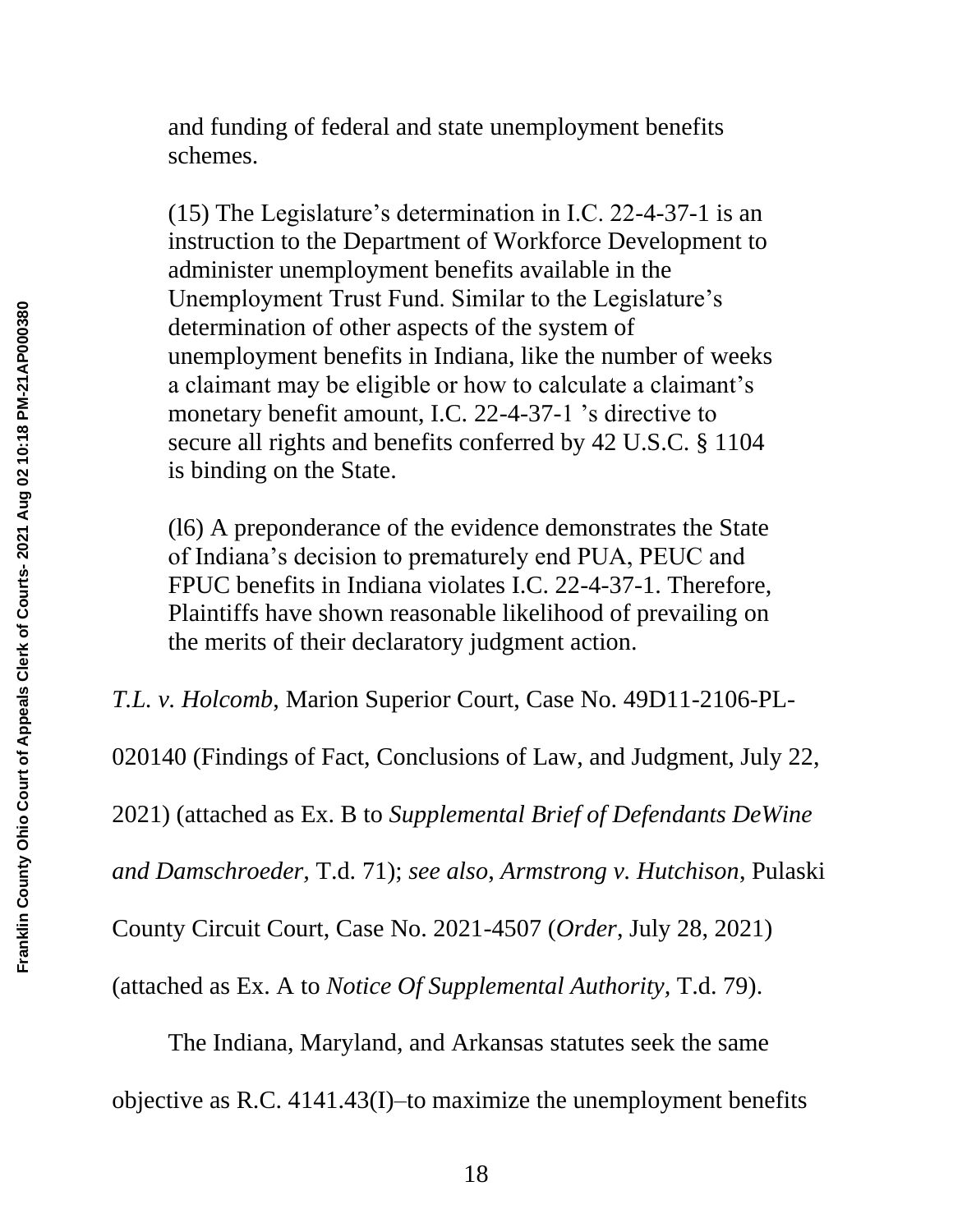and funding of federal and state unemployment benefits schemes.

> (15) The Legislature's determination in I.C. 22-4-37-1 is an instruction to the Department of Workforce Development to administer unemployment benefits available in the Unemployment Trust Fund. Similar to the Legislature's determination of other aspects of the system of unemployment benefits in Indiana, like the number of weeks a claimant may be eligible or how to calculate a claimant's monetary benefit amount, I.C. 22-4-37-1 's directive to secure all rights and benefits conferred by 42 U.S.C. § 1104 is binding on the State.
>
> (l6) A preponderance of the evidence demonstrates the State of Indiana's decision to prematurely end PUA, PEUC and FPUC benefits in Indiana violates I.C. 22-4-37-1. Therefore, Plaintiffs have shown reasonable likelihood of prevailing on the merits of their declaratory judgment action.

*T.L. v. Holcomb,* Marion Superior Court, Case No. 49D11-2106-PL-020140 (Findings of Fact, Conclusions of Law, and Judgment, July 22, 2021) (attached as Ex. B to *Supplemental Brief of Defendants DeWine and Damschroeder,* T.d. 71); *see also, Armstrong v. Hutchison*, Pulaski County Circuit Court, Case No. 2021-4507 (*Order,* July 28, 2021) (attached as Ex. A to *Notice Of Supplemental Authority,* T.d. 79).

The Indiana, Maryland, and Arkansas statutes seek the same objective as R.C. 4141.43(I)–to maximize the unemployment benefits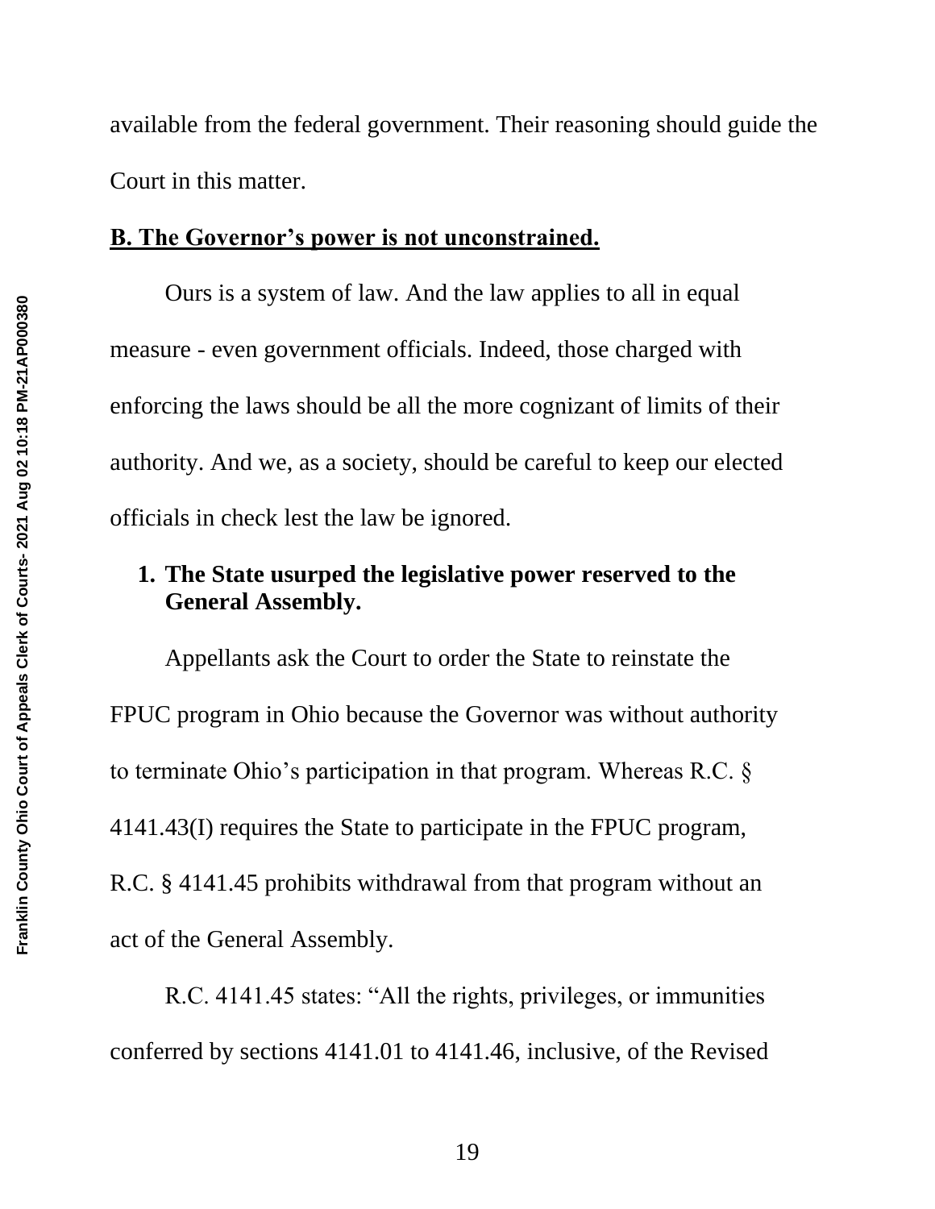available from the federal government. Their reasoning should guide the Court in this matter.

## **<u>B. The Governor's power is not unconstrained.</u>**

Ours is a system of law. And the law applies to all in equal measure - even government officials. Indeed, those charged with enforcing the laws should be all the more cognizant of limits of their authority. And we, as a society, should be careful to keep our elected officials in check lest the law be ignored.

### **1. The State usurped the legislative power reserved to the General Assembly.**

Appellants ask the Court to order the State to reinstate the FPUC program in Ohio because the Governor was without authority to terminate Ohio's participation in that program. Whereas R.C. § 4141.43(I) requires the State to participate in the FPUC program, R.C. § 4141.45 prohibits withdrawal from that program without an act of the General Assembly.

R.C. 4141.45 states: "All the rights, privileges, or immunities conferred by sections 4141.01 to 4141.46, inclusive, of the Revised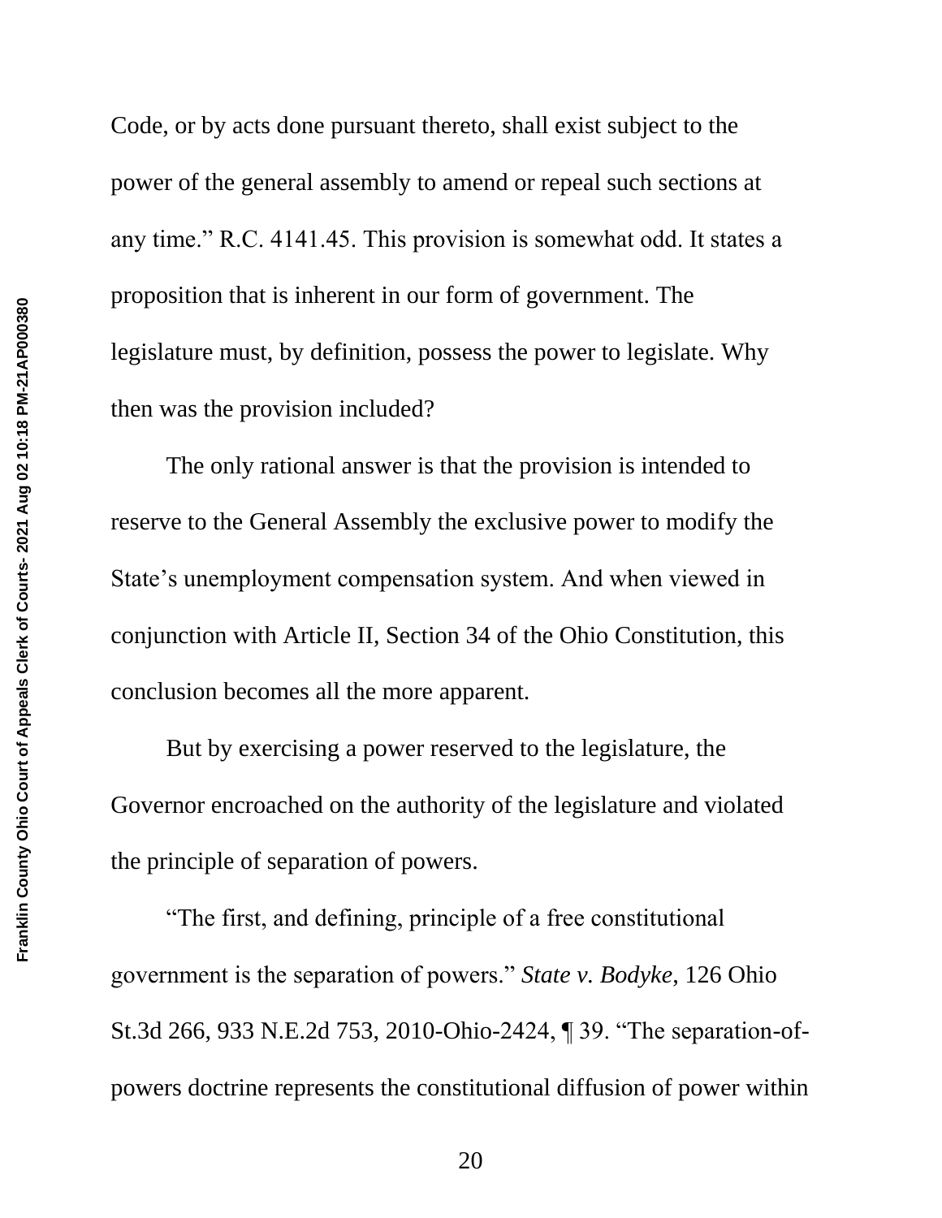Code, or by acts done pursuant thereto, shall exist subject to the power of the general assembly to amend or repeal such sections at any time." R.C. 4141.45. This provision is somewhat odd. It states a proposition that is inherent in our form of government. The legislature must, by definition, possess the power to legislate. Why then was the provision included?

The only rational answer is that the provision is intended to reserve to the General Assembly the exclusive power to modify the State's unemployment compensation system. And when viewed in conjunction with Article II, Section 34 of the Ohio Constitution, this conclusion becomes all the more apparent.

But by exercising a power reserved to the legislature, the Governor encroached on the authority of the legislature and violated the principle of separation of powers.

"The first, and defining, principle of a free constitutional government is the separation of powers." *State v. Bodyke*, 126 Ohio St.3d 266, 933 N.E.2d 753, 2010-Ohio-2424, ¶ 39. "The separation-of-powers doctrine represents the constitutional diffusion of power within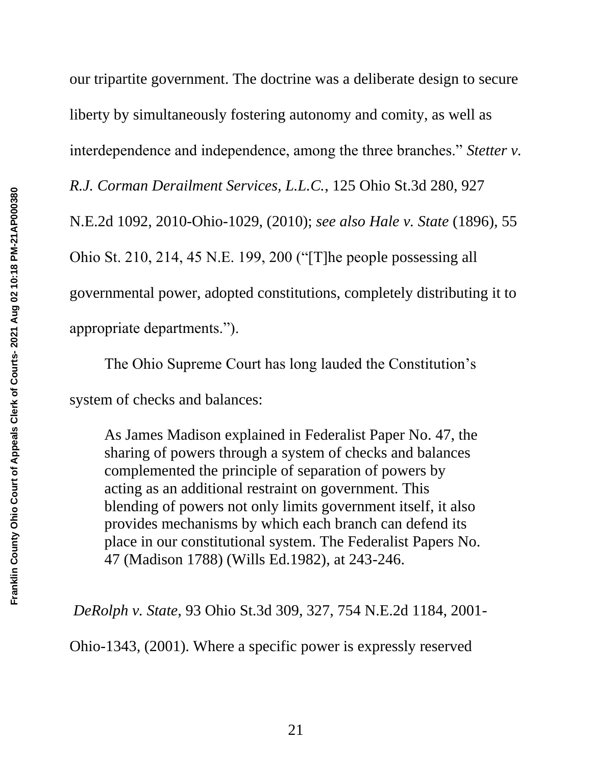our tripartite government. The doctrine was a deliberate design to secure liberty by simultaneously fostering autonomy and comity, as well as interdependence and independence, among the three branches." *Stetter v. R.J. Corman Derailment Services, L.L.C.*, 125 Ohio St.3d 280, 927 N.E.2d 1092, 2010-Ohio-1029, (2010); *see also Hale v. State* (1896), 55 Ohio St. 210, 214, 45 N.E. 199, 200 ("[T]he people possessing all governmental power, adopted constitutions, completely distributing it to appropriate departments.").

The Ohio Supreme Court has long lauded the Constitution's system of checks and balances:

> As James Madison explained in Federalist Paper No. 47, the sharing of powers through a system of checks and balances complemented the principle of separation of powers by acting as an additional restraint on government. This blending of powers not only limits government itself, it also provides mechanisms by which each branch can defend its place in our constitutional system. The Federalist Papers No. 47 (Madison 1788) (Wills Ed.1982), at 243-246.

*DeRolph v. State*, 93 Ohio St.3d 309, 327, 754 N.E.2d 1184, 2001-Ohio-1343, (2001). Where a specific power is expressly reserved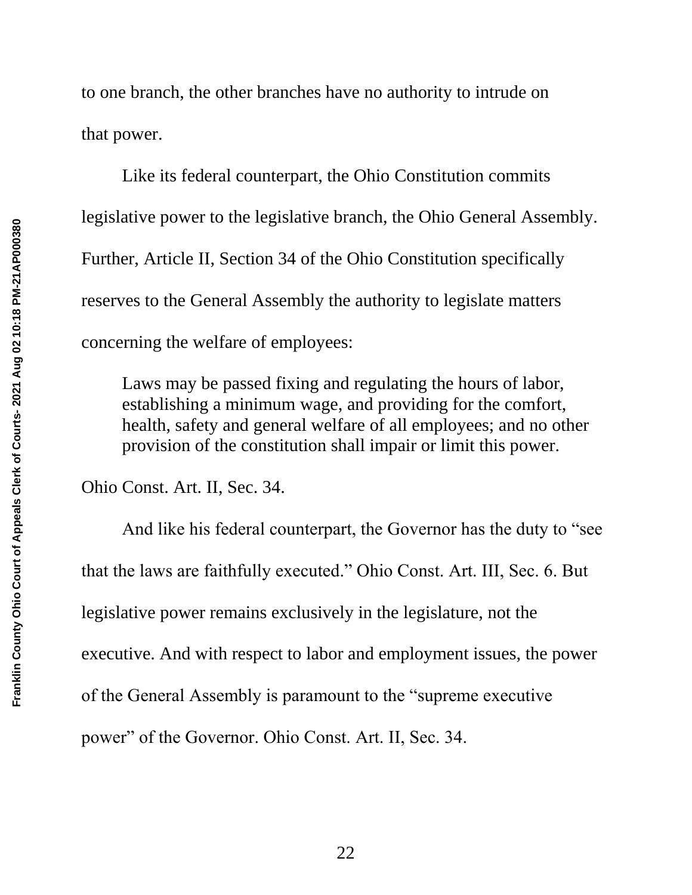to one branch, the other branches have no authority to intrude on that power.

Like its federal counterpart, the Ohio Constitution commits legislative power to the legislative branch, the Ohio General Assembly. Further, Article II, Section 34 of the Ohio Constitution specifically reserves to the General Assembly the authority to legislate matters concerning the welfare of employees:

> Laws may be passed fixing and regulating the hours of labor, establishing a minimum wage, and providing for the comfort, health, safety and general welfare of all employees; and no other provision of the constitution shall impair or limit this power.

Ohio Const. Art. II, Sec. 34.

And like his federal counterpart, the Governor has the duty to "see that the laws are faithfully executed." Ohio Const. Art. III, Sec. 6. But legislative power remains exclusively in the legislature, not the executive. And with respect to labor and employment issues, the power of the General Assembly is paramount to the "supreme executive power" of the Governor. Ohio Const. Art. II, Sec. 34.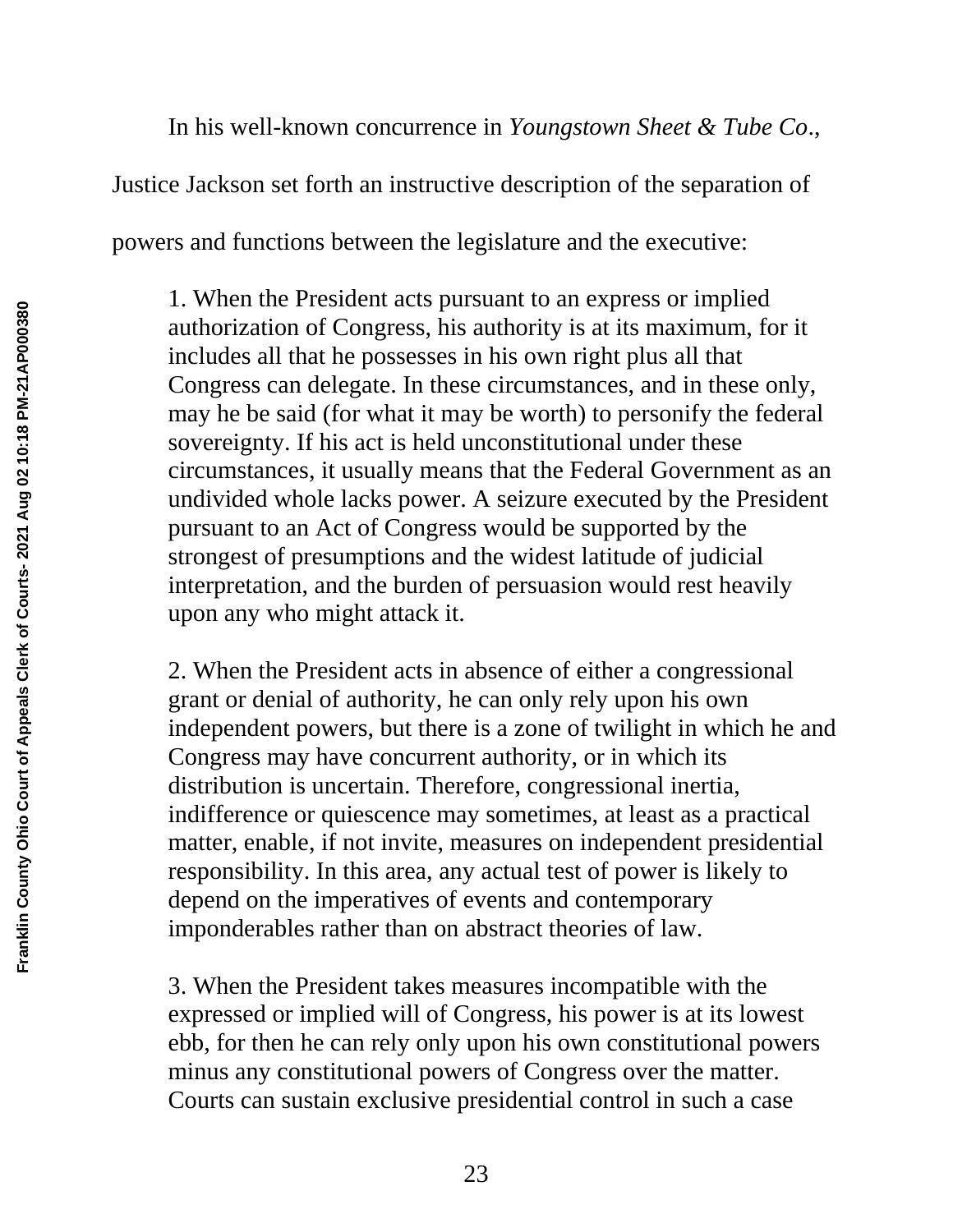In his well-known concurrence in *Youngstown Sheet & Tube Co*., Justice Jackson set forth an instructive description of the separation of powers and functions between the legislature and the executive:

> 1. When the President acts pursuant to an express or implied authorization of Congress, his authority is at its maximum, for it includes all that he possesses in his own right plus all that Congress can delegate. In these circumstances, and in these only, may he be said (for what it may be worth) to personify the federal sovereignty. If his act is held unconstitutional under these circumstances, it usually means that the Federal Government as an undivided whole lacks power. A seizure executed by the President pursuant to an Act of Congress would be supported by the strongest of presumptions and the widest latitude of judicial interpretation, and the burden of persuasion would rest heavily upon any who might attack it.
>
> 2. When the President acts in absence of either a congressional grant or denial of authority, he can only rely upon his own independent powers, but there is a zone of twilight in which he and Congress may have concurrent authority, or in which its distribution is uncertain. Therefore, congressional inertia, indifference or quiescence may sometimes, at least as a practical matter, enable, if not invite, measures on independent presidential responsibility. In this area, any actual test of power is likely to depend on the imperatives of events and contemporary imponderables rather than on abstract theories of law.
>
> 3. When the President takes measures incompatible with the expressed or implied will of Congress, his power is at its lowest ebb, for then he can rely only upon his own constitutional powers minus any constitutional powers of Congress over the matter. Courts can sustain exclusive presidential control in such a case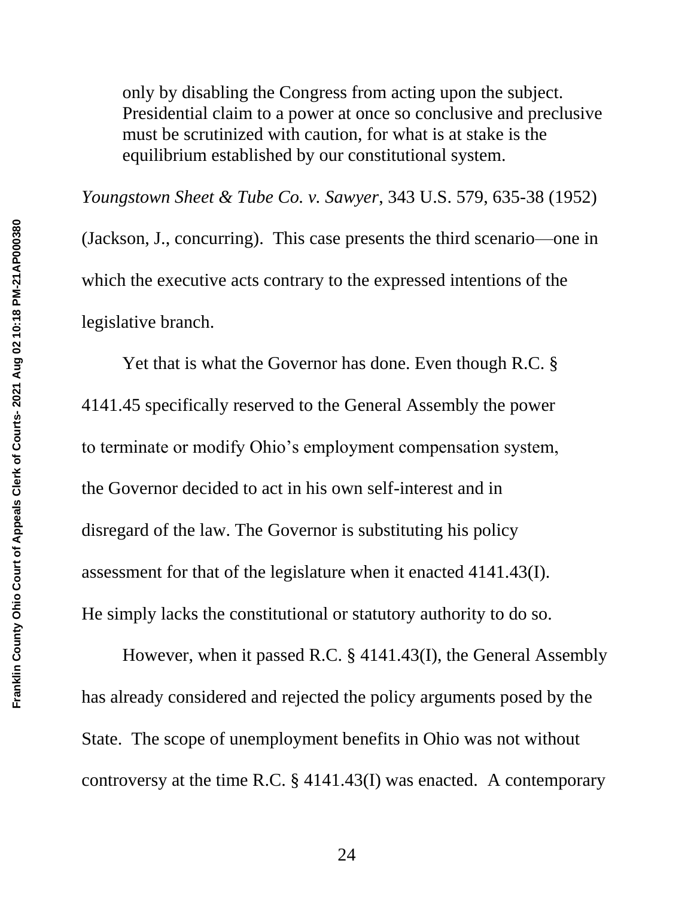> only by disabling the Congress from acting upon the subject. Presidential claim to a power at once so conclusive and preclusive must be scrutinized with caution, for what is at stake is the equilibrium established by our constitutional system.

*Youngstown Sheet & Tube Co. v. Sawyer*, 343 U.S. 579, 635-38 (1952) (Jackson, J., concurring). This case presents the third scenario—one in which the executive acts contrary to the expressed intentions of the legislative branch.

Yet that is what the Governor has done. Even though R.C. § 4141.45 specifically reserved to the General Assembly the power to terminate or modify Ohio's employment compensation system, the Governor decided to act in his own self-interest and in disregard of the law. The Governor is substituting his policy assessment for that of the legislature when it enacted 4141.43(I). He simply lacks the constitutional or statutory authority to do so.

However, when it passed R.C. § 4141.43(I), the General Assembly has already considered and rejected the policy arguments posed by the State. The scope of unemployment benefits in Ohio was not without controversy at the time R.C. § 4141.43(I) was enacted. A contemporary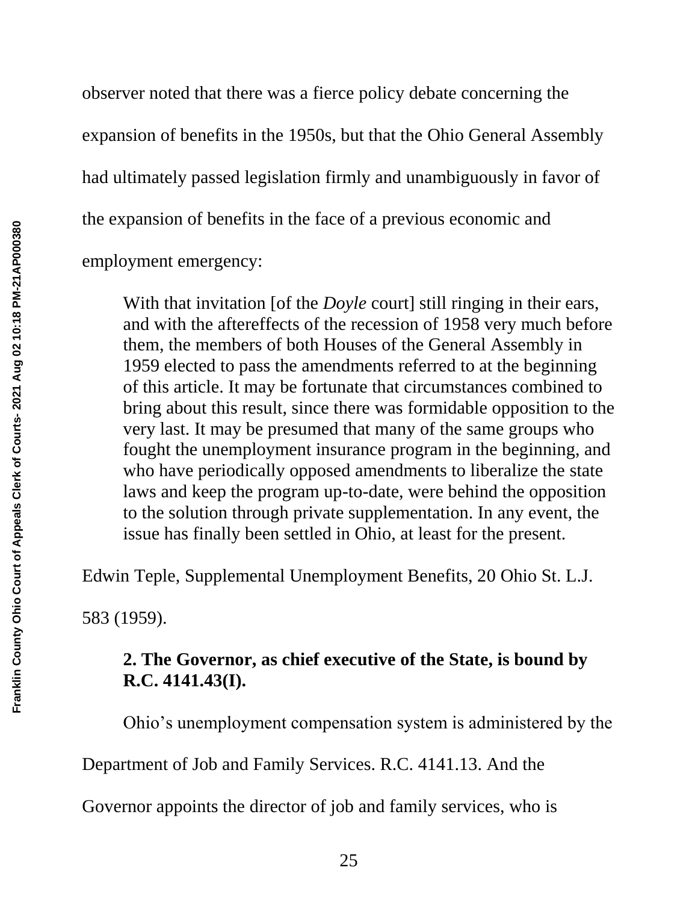observer noted that there was a fierce policy debate concerning the expansion of benefits in the 1950s, but that the Ohio General Assembly had ultimately passed legislation firmly and unambiguously in favor of the expansion of benefits in the face of a previous economic and employment emergency:

> With that invitation [of the *Doyle* court] still ringing in their ears, and with the aftereffects of the recession of 1958 very much before them, the members of both Houses of the General Assembly in 1959 elected to pass the amendments referred to at the beginning of this article. It may be fortunate that circumstances combined to bring about this result, since there was formidable opposition to the very last. It may be presumed that many of the same groups who fought the unemployment insurance program in the beginning, and who have periodically opposed amendments to liberalize the state laws and keep the program up-to-date, were behind the opposition to the solution through private supplementation. In any event, the issue has finally been settled in Ohio, at least for the present.

Edwin Teple, Supplemental Unemployment Benefits, 20 Ohio St. L.J. 583 (1959).

**2. The Governor, as chief executive of the State, is bound by R.C. 4141.43(I).**

Ohio's unemployment compensation system is administered by the Department of Job and Family Services. R.C. 4141.13. And the Governor appoints the director of job and family services, who is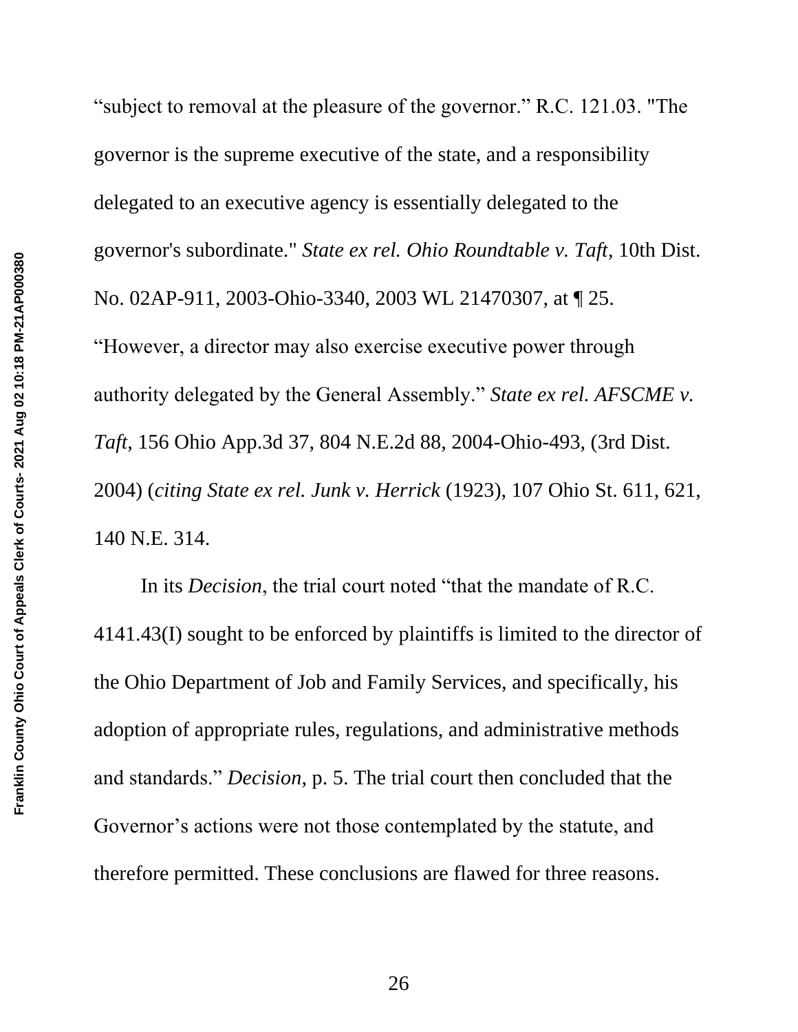"subject to removal at the pleasure of the governor." R.C. 121.03. "The governor is the supreme executive of the state, and a responsibility delegated to an executive agency is essentially delegated to the governor's subordinate." *State ex rel. Ohio Roundtable v. Taft*, 10th Dist. No. 02AP-911, 2003-Ohio-3340, 2003 WL 21470307, at ¶ 25. "However, a director may also exercise executive power through authority delegated by the General Assembly." *State ex rel. AFSCME v. Taft*, 156 Ohio App.3d 37, 804 N.E.2d 88, 2004-Ohio-493, (3rd Dist. 2004) (*citing State ex rel. Junk v. Herrick* (1923), 107 Ohio St. 611, 621, 140 N.E. 314.

In its *Decision*, the trial court noted "that the mandate of R.C. 4141.43(I) sought to be enforced by plaintiffs is limited to the director of the Ohio Department of Job and Family Services, and specifically, his adoption of appropriate rules, regulations, and administrative methods and standards." *Decision*, p. 5. The trial court then concluded that the Governor's actions were not those contemplated by the statute, and therefore permitted. These conclusions are flawed for three reasons.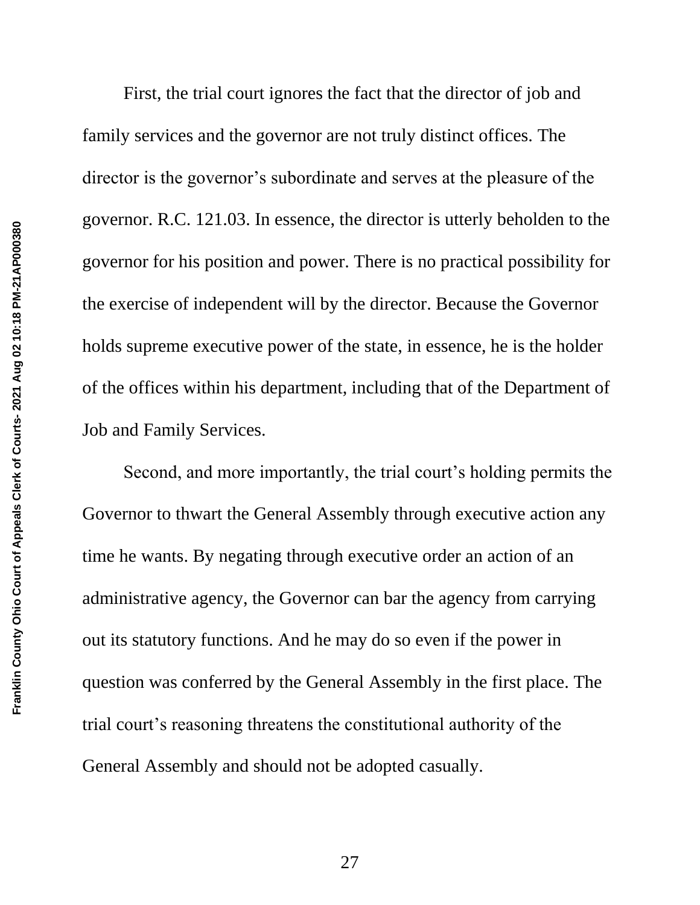First, the trial court ignores the fact that the director of job and family services and the governor are not truly distinct offices. The director is the governor's subordinate and serves at the pleasure of the governor. R.C. 121.03. In essence, the director is utterly beholden to the governor for his position and power. There is no practical possibility for the exercise of independent will by the director. Because the Governor holds supreme executive power of the state, in essence, he is the holder of the offices within his department, including that of the Department of Job and Family Services.

Second, and more importantly, the trial court's holding permits the Governor to thwart the General Assembly through executive action any time he wants. By negating through executive order an action of an administrative agency, the Governor can bar the agency from carrying out its statutory functions. And he may do so even if the power in question was conferred by the General Assembly in the first place. The trial court's reasoning threatens the constitutional authority of the General Assembly and should not be adopted casually.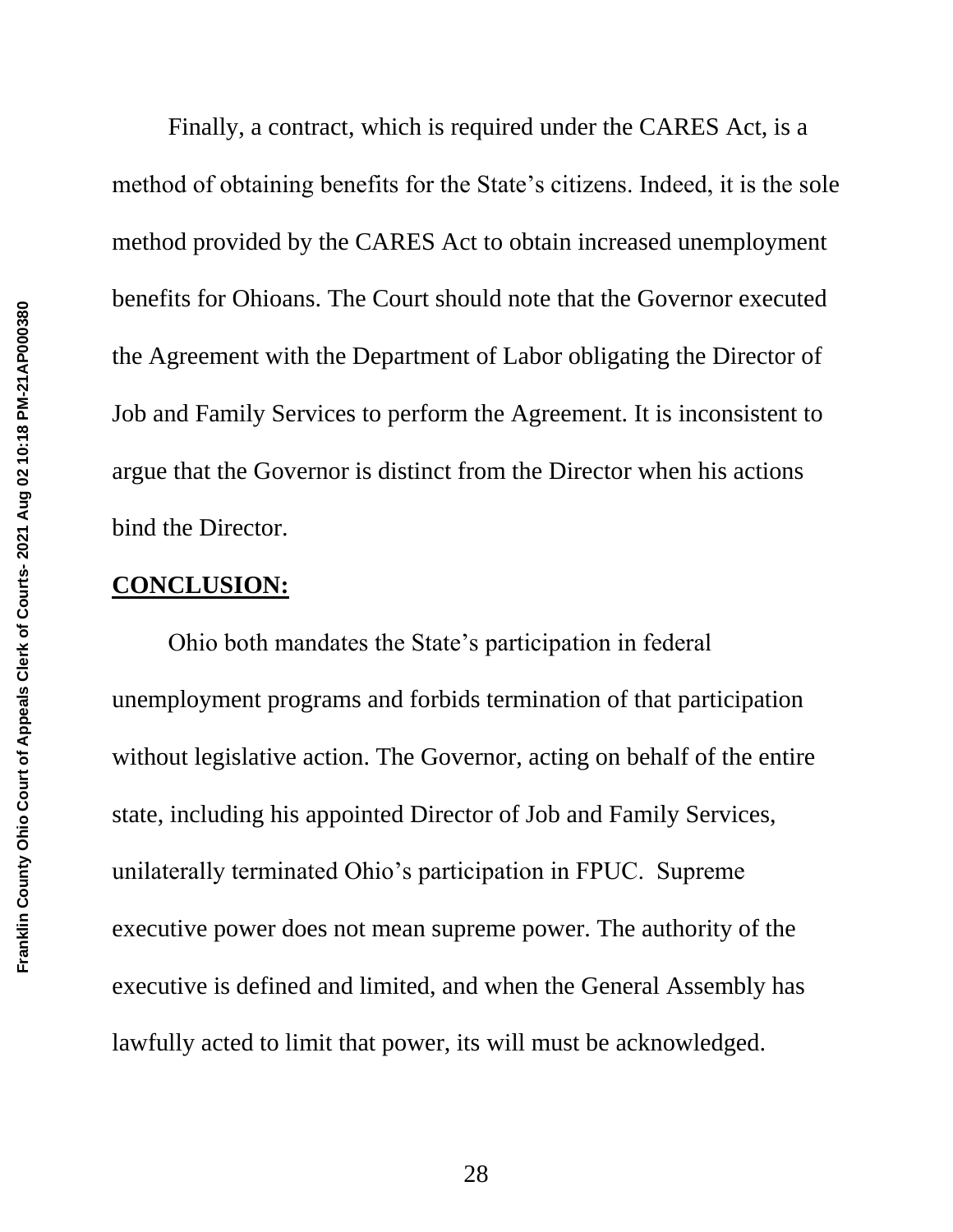Finally, a contract, which is required under the CARES Act, is a method of obtaining benefits for the State's citizens. Indeed, it is the sole method provided by the CARES Act to obtain increased unemployment benefits for Ohioans. The Court should note that the Governor executed the Agreement with the Department of Labor obligating the Director of Job and Family Services to perform the Agreement. It is inconsistent to argue that the Governor is distinct from the Director when his actions bind the Director.

## CONCLUSION:

Ohio both mandates the State's participation in federal unemployment programs and forbids termination of that participation without legislative action. The Governor, acting on behalf of the entire state, including his appointed Director of Job and Family Services, unilaterally terminated Ohio's participation in FPUC. Supreme executive power does not mean supreme power. The authority of the executive is defined and limited, and when the General Assembly has lawfully acted to limit that power, its will must be acknowledged.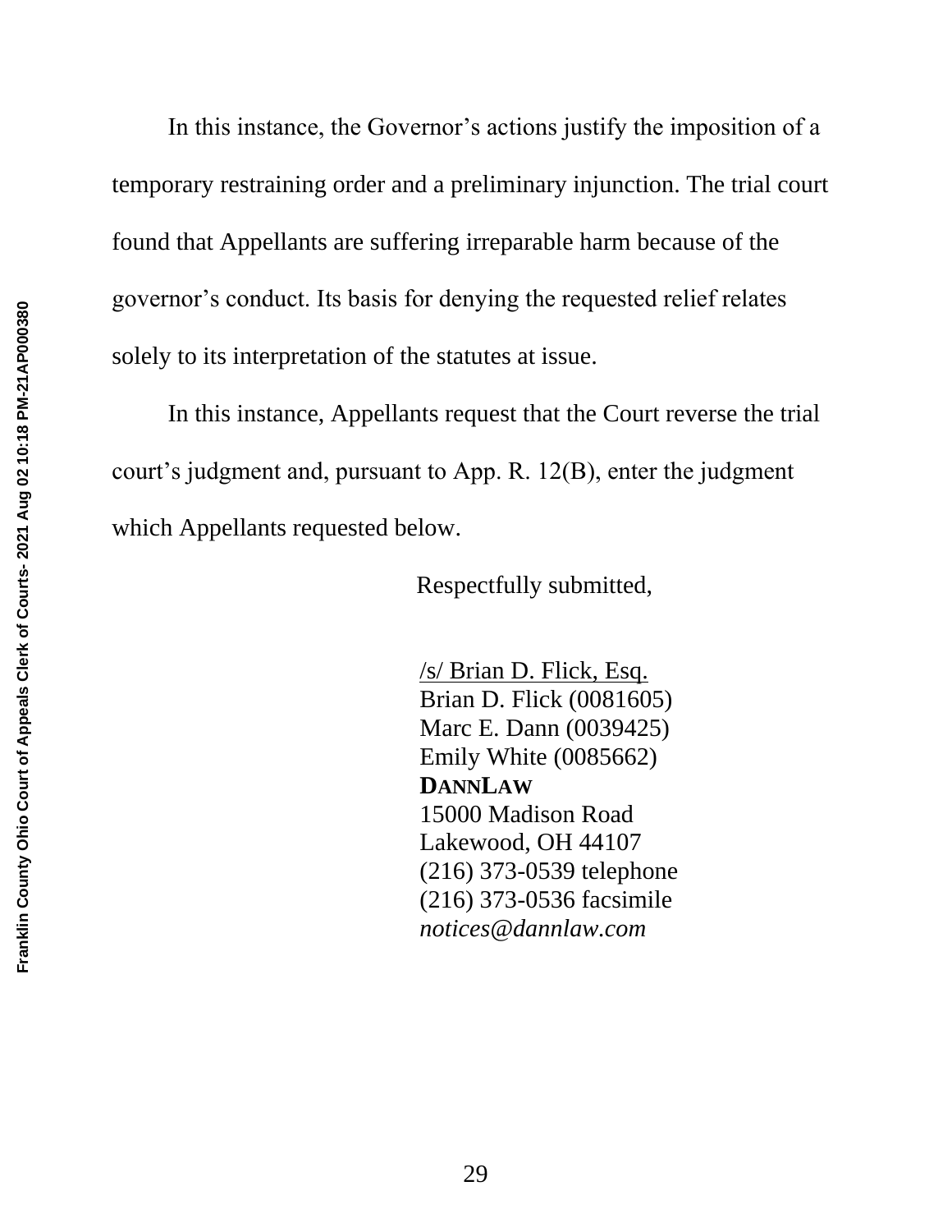In this instance, the Governor's actions justify the imposition of a temporary restraining order and a preliminary injunction. The trial court found that Appellants are suffering irreparable harm because of the governor's conduct. Its basis for denying the requested relief relates solely to its interpretation of the statutes at issue.

In this instance, Appellants request that the Court reverse the trial court's judgment and, pursuant to App. R. 12(B), enter the judgment which Appellants requested below.

Respectfully submitted,

/s/ Brian D. Flick, Esq.
Brian D. Flick (0081605)
Marc E. Dann (0039425)
Emily White (0085662)
**DANNLAW**
15000 Madison Road
Lakewood, OH 44107
(216) 373-0539 telephone
(216) 373-0536 facsimile
*notices@dannlaw.com*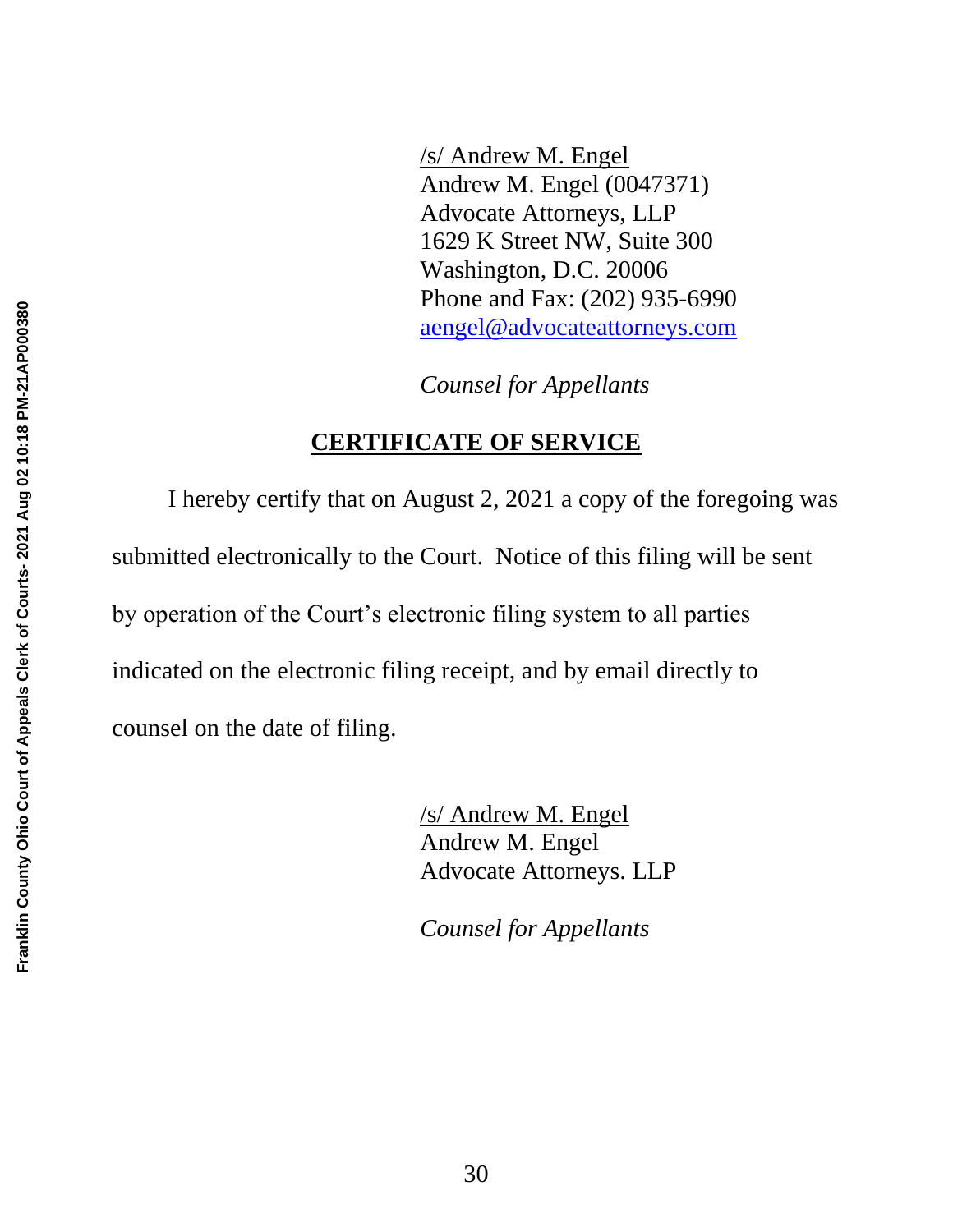/s/ Andrew M. Engel
Andrew M. Engel (0047371)
Advocate Attorneys, LLP
1629 K Street NW, Suite 300
Washington, D.C. 20006
Phone and Fax: (202) 935-6990
aengel@advocateattorneys.com

*Counsel for Appellants*

## CERTIFICATE OF SERVICE

I hereby certify that on August 2, 2021 a copy of the foregoing was submitted electronically to the Court. Notice of this filing will be sent by operation of the Court's electronic filing system to all parties indicated on the electronic filing receipt, and by email directly to counsel on the date of filing.

/s/ Andrew M. Engel
Andrew M. Engel
Advocate Attorneys. LLP

*Counsel for Appellants*